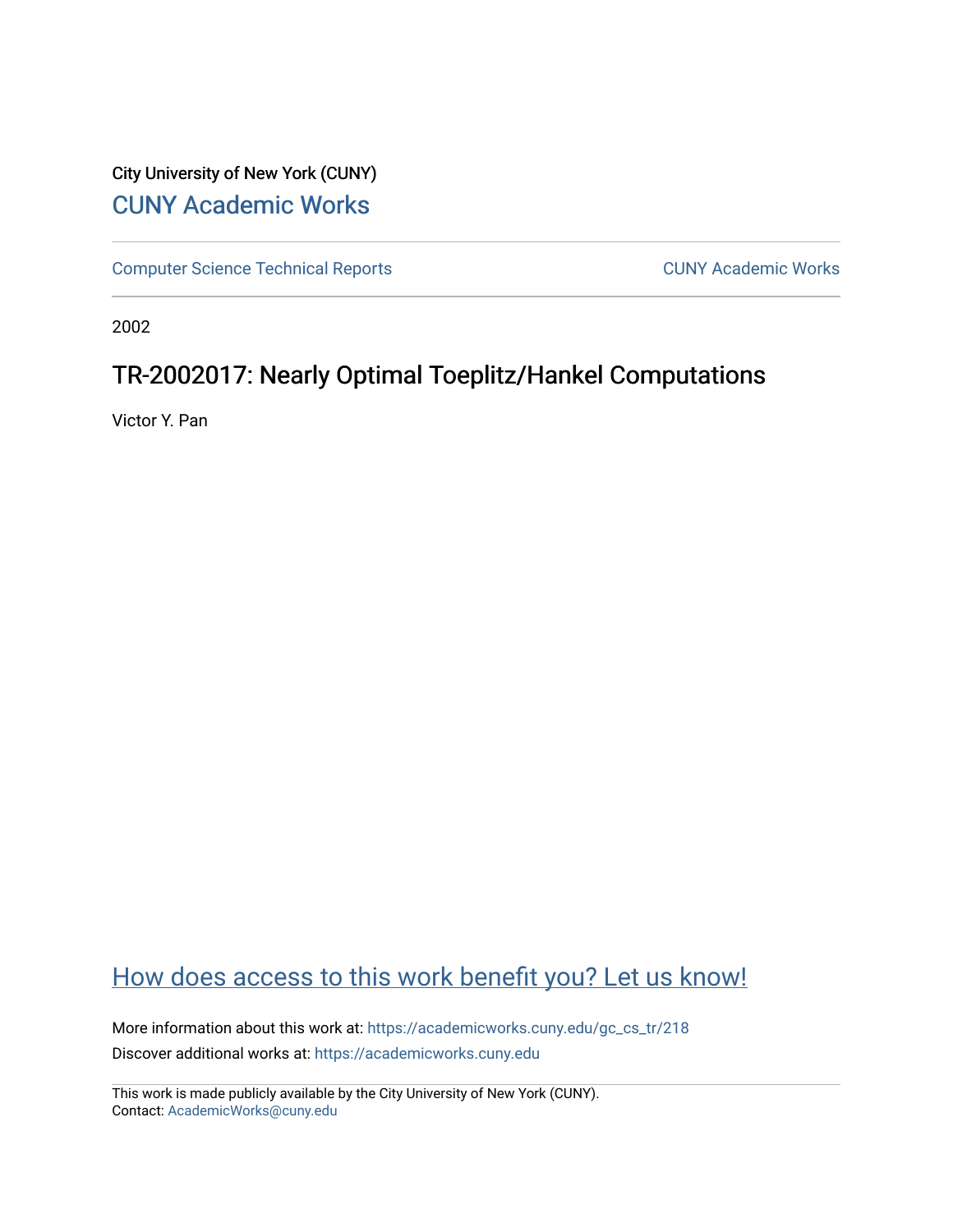City University of New York (CUNY)

CUNY Academic Works

Computer Science Technical Reports

CUNY Academic Works

2002

# TR-2002017: Nearly Optimal Toeplitz/Hankel Computations

Victor Y. Pan

How does access to this work benefit you? Let us know!

More information about this work at: https://academicworks.cuny.edu/gc_cs_tr/218

Discover additional works at: https://academicworks.cuny.edu

This work is made publicly available by the City University of New York (CUNY).
Contact: AcademicWorks@cuny.edu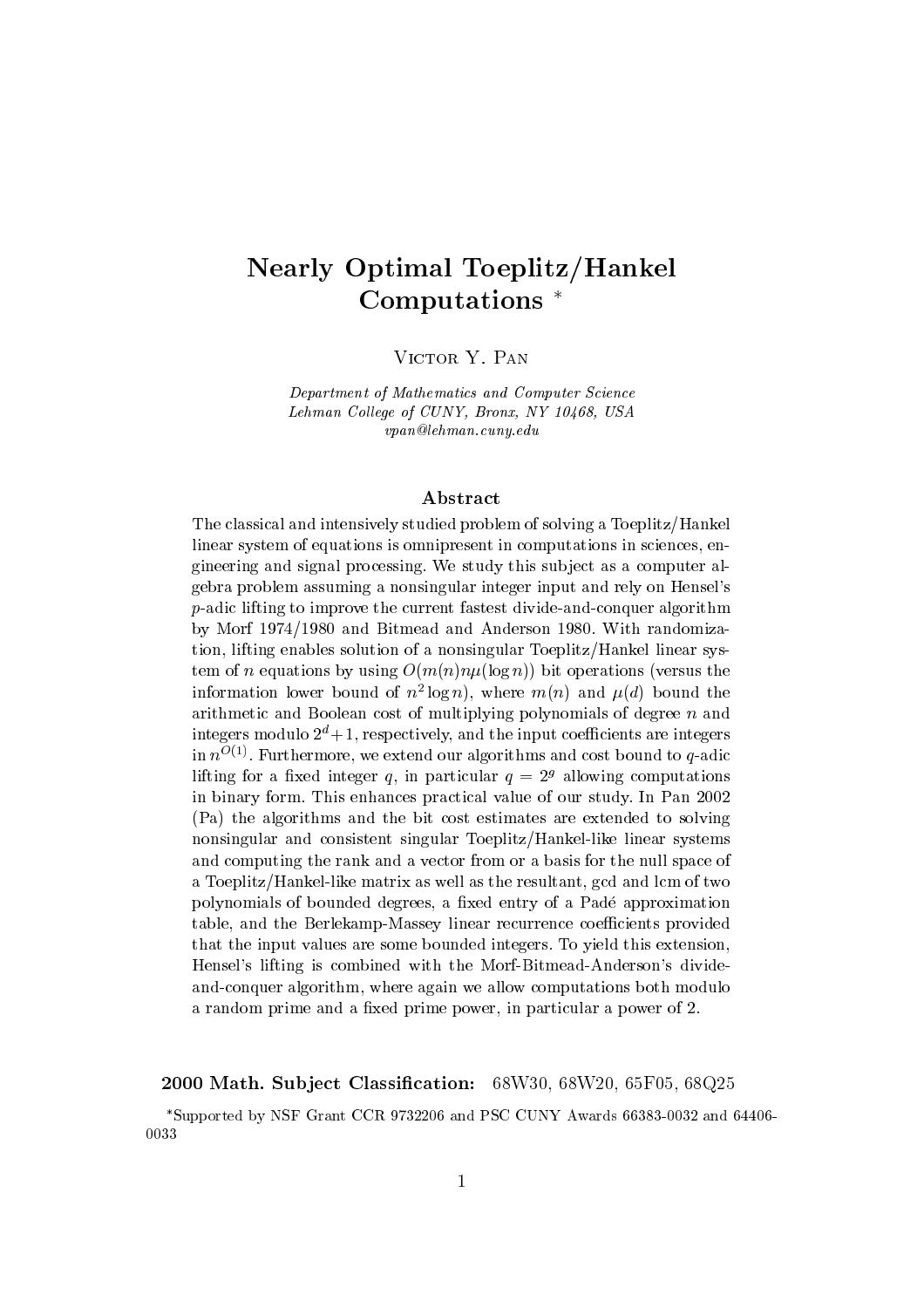# Nearly Optimal Toeplitz/Hankel Computations *

Victor Y. Pan

*Department of Mathematics and Computer Science*
*Lehman College of CUNY, Bronx, NY 10468, USA*
*vpan@lehman.cuny.edu*

## Abstract

The classical and intensively studied problem of solving a Toeplitz/Hankel linear system of equations is omnipresent in computations in sciences, engineering and signal processing. We study this subject as a computer algebra problem assuming a nonsingular integer input and rely on Hensel's $p$-adic lifting to improve the current fastest divide-and-conquer algorithm by Morf 1974/1980 and Bitmead and Anderson 1980. With randomization, lifting enables solution of a nonsingular Toeplitz/Hankel linear system of $n$ equations by using $O(m(n)n\mu(\log n))$ bit operations (versus the information lower bound of $n^2 \log n$), where $m(n)$ and $\mu(d)$ bound the arithmetic and Boolean cost of multiplying polynomials of degree $n$ and integers modulo $2^d+1$, respectively, and the input coefficients are integers in $n^{O(1)}$. Furthermore, we extend our algorithms and cost bound to $q$-adic lifting for a fixed integer $q$, in particular $q = 2^g$ allowing computations in binary form. This enhances practical value of our study. In Pan 2002 (Pa) the algorithms and the bit cost estimates are extended to solving nonsingular and consistent singular Toeplitz/Hankel-like linear systems and computing the rank and a vector from or a basis for the null space of a Toeplitz/Hankel-like matrix as well as the resultant, gcd and lcm of two polynomials of bounded degrees, a fixed entry of a Padé approximation table, and the Berlekamp-Massey linear recurrence coefficients provided that the input values are some bounded integers. To yield this extension, Hensel's lifting is combined with the Morf-Bitmead-Anderson's divide-and-conquer algorithm, where again we allow computations both modulo a random prime and a fixed prime power, in particular a power of 2.

**2000 Math. Subject Classification:** 68W30, 68W20, 65F05, 68Q25

*Supported by NSF Grant CCR 9732206 and PSC CUNY Awards 66383-0032 and 64406-0033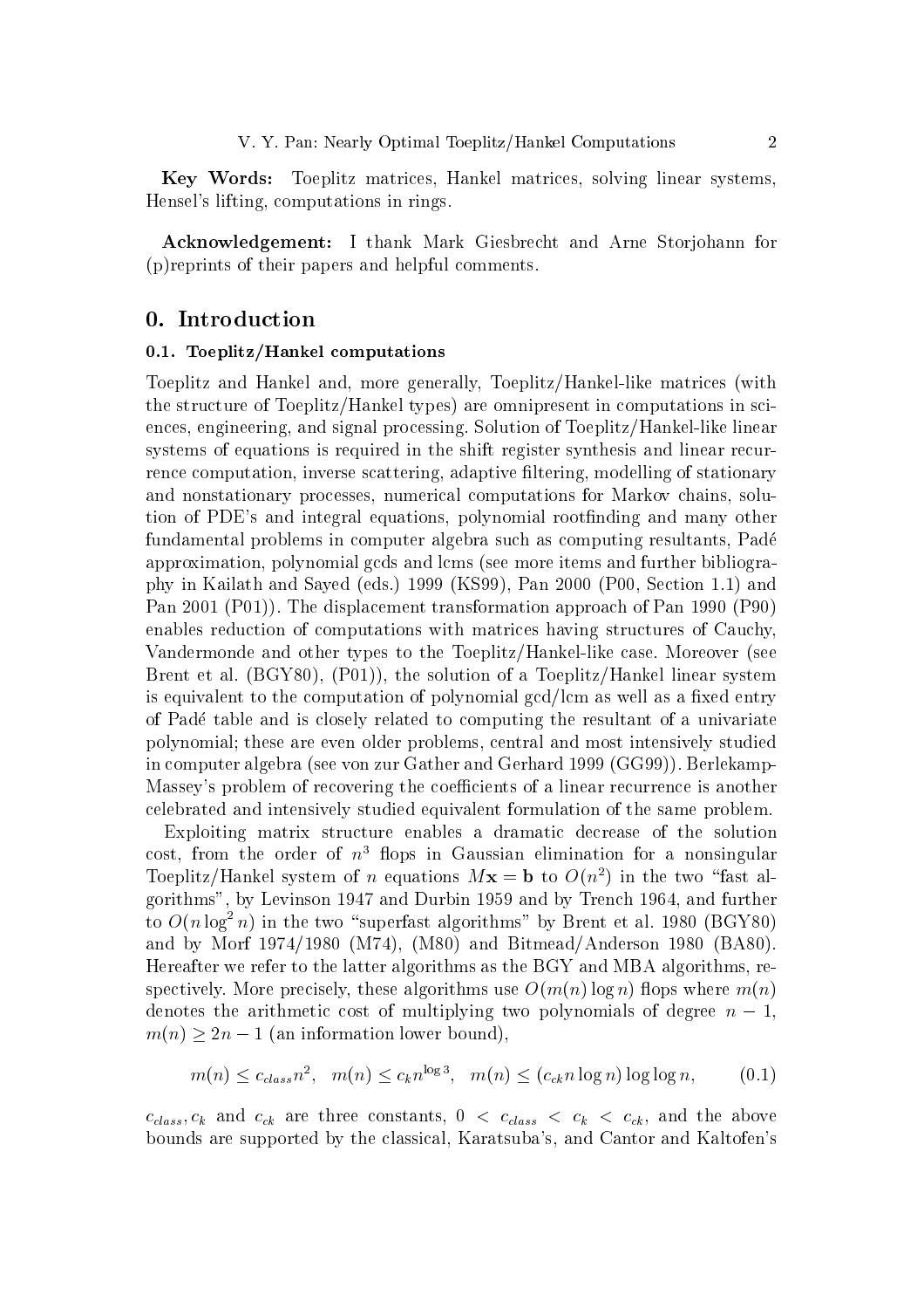**Key Words:** Toeplitz matrices, Hankel matrices, solving linear systems, Hensel's lifting, computations in rings.

**Acknowledgement:** I thank Mark Giesbrecht and Arne Storjohann for (p)reprints of their papers and helpful comments.

# 0. Introduction

### 0.1. Toeplitz/Hankel computations

Toeplitz and Hankel and, more generally, Toeplitz/Hankel-like matrices (with the structure of Toeplitz/Hankel types) are omnipresent in computations in sciences, engineering, and signal processing. Solution of Toeplitz/Hankel-like linear systems of equations is required in the shift register synthesis and linear recurrence computation, inverse scattering, adaptive filtering, modelling of stationary and nonstationary processes, numerical computations for Markov chains, solution of PDE's and integral equations, polynomial rootfinding and many other fundamental problems in computer algebra such as computing resultants, Padé approximation, polynomial gcds and lcms (see more items and further bibliography in Kailath and Sayed (eds.) 1999 (KS99), Pan 2000 (P00, Section 1.1) and Pan 2001 (P01)). The displacement transformation approach of Pan 1990 (P90) enables reduction of computations with matrices having structures of Cauchy, Vandermonde and other types to the Toeplitz/Hankel-like case. Moreover (see Brent et al. (BGY80), (P01)), the solution of a Toeplitz/Hankel linear system is equivalent to the computation of polynomial gcd/lcm as well as a fixed entry of Padé table and is closely related to computing the resultant of a univariate polynomial; these are even older problems, central and most intensively studied in computer algebra (see von zur Gather and Gerhard 1999 (GG99)). Berlekamp-Massey's problem of recovering the coefficients of a linear recurrence is another celebrated and intensively studied equivalent formulation of the same problem.

Exploiting matrix structure enables a dramatic decrease of the solution cost, from the order of $n^3$ flops in Gaussian elimination for a nonsingular Toeplitz/Hankel system of $n$ equations $M\mathbf{x} = \mathbf{b}$ to $O(n^2)$ in the two "fast algorithms", by Levinson 1947 and Durbin 1959 and by Trench 1964, and further to $O(n \log^2 n)$ in the two "superfast algorithms" by Brent et al. 1980 (BGY80) and by Morf 1974/1980 (M74), (M80) and Bitmead/Anderson 1980 (BA80). Hereafter we refer to the latter algorithms as the BGY and MBA algorithms, respectively. More precisely, these algorithms use $O(m(n) \log n)$ flops where $m(n)$ denotes the arithmetic cost of multiplying two polynomials of degree $n-1$, $m(n) \geq 2n-1$ (an information lower bound),

$$m(n) \leq c_{class} n^2, \quad m(n) \leq c_k n^{\log 3}, \quad m(n) \leq (c_{ck} n \log n) \log \log n, \qquad (0.1)$$

$c_{class}, c_k$ and $c_{ck}$ are three constants, $0 < c_{class} < c_k < c_{ck}$, and the above bounds are supported by the classical, Karatsuba's, and Cantor and Kaltofen's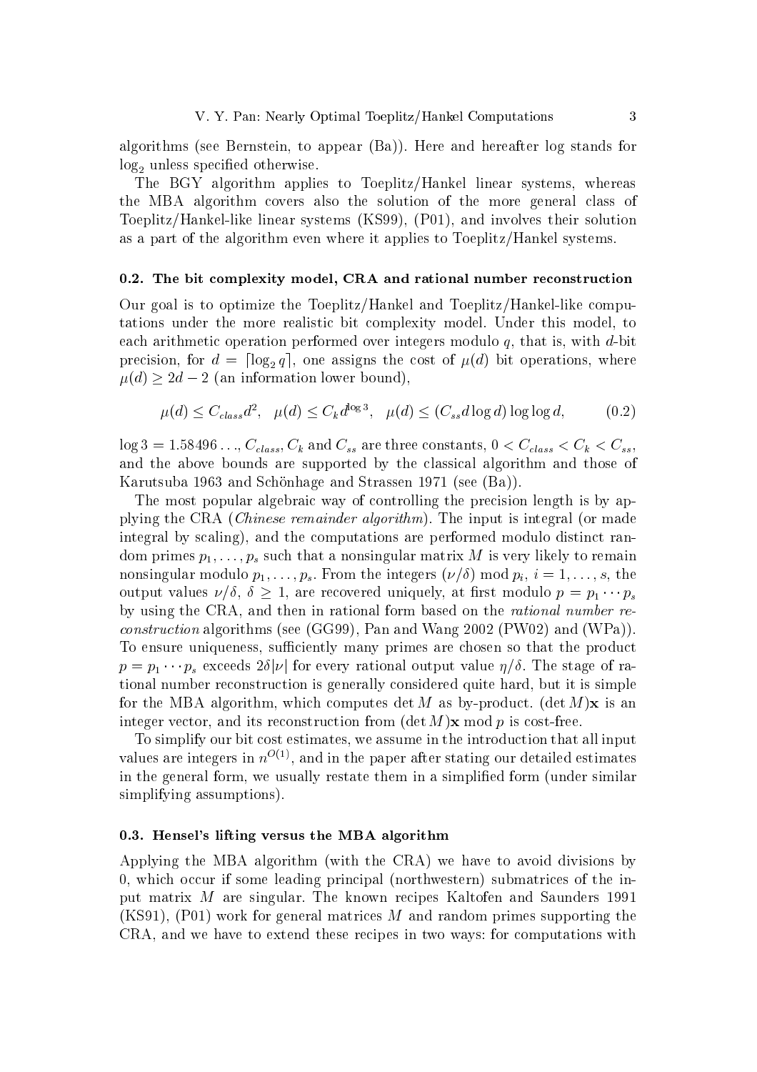algorithms (see Bernstein, to appear (Ba)). Here and hereafter log stands for $\log_2$ unless specified otherwise.

The BGY algorithm applies to Toeplitz/Hankel linear systems, whereas the MBA algorithm covers also the solution of the more general class of Toeplitz/Hankel-like linear systems (KS99), (P01), and involves their solution as a part of the algorithm even where it applies to Toeplitz/Hankel systems.

### 0.2. The bit complexity model, CRA and rational number reconstruction

Our goal is to optimize the Toeplitz/Hankel and Toeplitz/Hankel-like computations under the more realistic bit complexity model. Under this model, to each arithmetic operation performed over integers modulo $q$, that is, with $d$-bit precision, for $d = \lceil \log_2 q \rceil$, one assigns the cost of $\mu(d)$ bit operations, where $\mu(d) \geq 2d - 2$ (an information lower bound),

$$\mu(d) \leq C_{class} d^2, \quad \mu(d) \leq C_k d^{\log 3}, \quad \mu(d) \leq (C_{ss} d \log d) \log \log d, \tag{0.2}$$

$\log 3 = 1.58496\ldots$, $C_{class}$, $C_k$ and $C_{ss}$ are three constants, $0 < C_{class} < C_k < C_{ss}$, and the above bounds are supported by the classical algorithm and those of Karutsuba 1963 and Schönhage and Strassen 1971 (see (Ba)).

The most popular algebraic way of controlling the precision length is by applying the CRA (*Chinese remainder algorithm*). The input is integral (or made integral by scaling), and the computations are performed modulo distinct random primes $p_1, \ldots, p_s$ such that a nonsingular matrix $M$ is very likely to remain nonsingular modulo $p_1, \ldots, p_s$. From the integers $(\nu/\delta) \bmod p_i$, $i = 1, \ldots, s$, the output values $\nu/\delta$, $\delta \geq 1$, are recovered uniquely, at first modulo $p = p_1 \cdots p_s$ by using the CRA, and then in rational form based on the *rational number reconstruction* algorithms (see (GG99), Pan and Wang 2002 (PW02) and (WPa)). To ensure uniqueness, sufficiently many primes are chosen so that the product $p = p_1 \cdots p_s$ exceeds $2\delta|\nu|$ for every rational output value $\eta/\delta$. The stage of rational number reconstruction is generally considered quite hard, but it is simple for the MBA algorithm, which computes $\det M$ as by-product. $(\det M)\mathbf{x}$ is an integer vector, and its reconstruction from $(\det M)\mathbf{x} \bmod p$ is cost-free.

To simplify our bit cost estimates, we assume in the introduction that all input values are integers in $n^{O(1)}$, and in the paper after stating our detailed estimates in the general form, we usually restate them in a simplified form (under similar simplifying assumptions).

### 0.3. Hensel's lifting versus the MBA algorithm

Applying the MBA algorithm (with the CRA) we have to avoid divisions by 0, which occur if some leading principal (northwestern) submatrices of the input matrix $M$ are singular. The known recipes Kaltofen and Saunders 1991 (KS91), (P01) work for general matrices $M$ and random primes supporting the CRA, and we have to extend these recipes in two ways: for computations with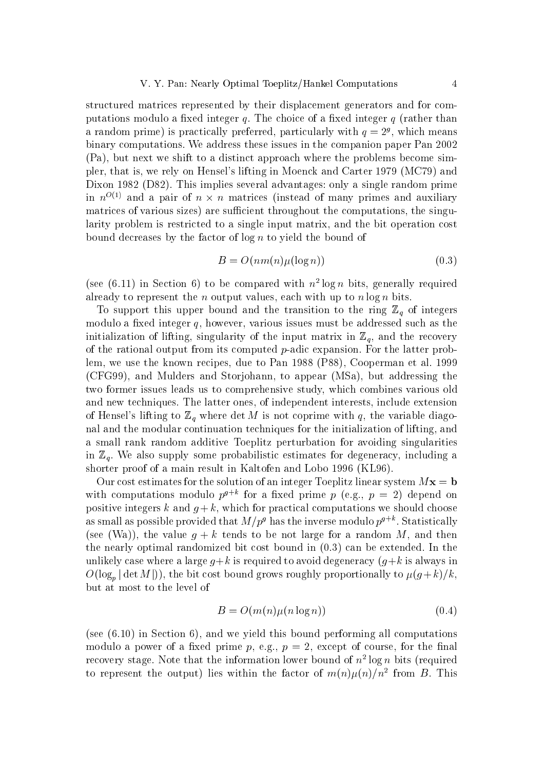structured matrices represented by their displacement generators and for computations modulo a fixed integer $q$. The choice of a fixed integer $q$ (rather than a random prime) is practically preferred, particularly with $q = 2^g$, which means binary computations. We address these issues in the companion paper Pan 2002 (Pa), but next we shift to a distinct approach where the problems become simpler, that is, we rely on Hensel's lifting in Moenck and Carter 1979 (MC79) and Dixon 1982 (D82). This implies several advantages: only a single random prime in $n^{O(1)}$ and a pair of $n \times n$ matrices (instead of many primes and auxiliary matrices of various sizes) are sufficient throughout the computations, the singularity problem is restricted to a single input matrix, and the bit operation cost bound decreases by the factor of $\log n$ to yield the bound of

$$B = O(nm(n)\mu(\log n)) \tag{0.3}$$

(see (6.11) in Section 6) to be compared with $n^2 \log n$ bits, generally required already to represent the $n$ output values, each with up to $n \log n$ bits.

To support this upper bound and the transition to the ring $\mathbb{Z}_q$ of integers modulo a fixed integer $q$, however, various issues must be addressed such as the initialization of lifting, singularity of the input matrix in $\mathbb{Z}_q$, and the recovery of the rational output from its computed $p$-adic expansion. For the latter problem, we use the known recipes, due to Pan 1988 (P88), Cooperman et al. 1999 (CFG99), and Mulders and Storjohann, to appear (MSa), but addressing the two former issues leads us to comprehensive study, which combines various old and new techniques. The latter ones, of independent interests, include extension of Hensel's lifting to $\mathbb{Z}_q$ where $\det M$ is not coprime with $q$, the variable diagonal and the modular continuation techniques for the initialization of lifting, and a small rank random additive Toeplitz perturbation for avoiding singularities in $\mathbb{Z}_q$. We also supply some probabilistic estimates for degeneracy, including a shorter proof of a main result in Kaltofen and Lobo 1996 (KL96).

Our cost estimates for the solution of an integer Toeplitz linear system $M\mathbf{x} = \mathbf{b}$ with computations modulo $p^{g+k}$ for a fixed prime $p$ (e.g., $p = 2$) depend on positive integers $k$ and $g + k$, which for practical computations we should choose as small as possible provided that $M/p^g$ has the inverse modulo $p^{g+k}$. Statistically (see (Wa)), the value $g + k$ tends to be not large for a random $M$, and then the nearly optimal randomized bit cost bound in (0.3) can be extended. In the unlikely case where a large $g+k$ is required to avoid degeneracy ($g+k$ is always in $O(\log_p |\det M|)$), the bit cost bound grows roughly proportionally to $\mu(g+k)/k$, but at most to the level of

$$B = O(m(n)\mu(n \log n)) \tag{0.4}$$

(see (6.10) in Section 6), and we yield this bound performing all computations modulo a power of a fixed prime $p$, e.g., $p = 2$, except of course, for the final recovery stage. Note that the information lower bound of $n^2 \log n$ bits (required to represent the output) lies within the factor of $m(n)\mu(n)/n^2$ from $B$. This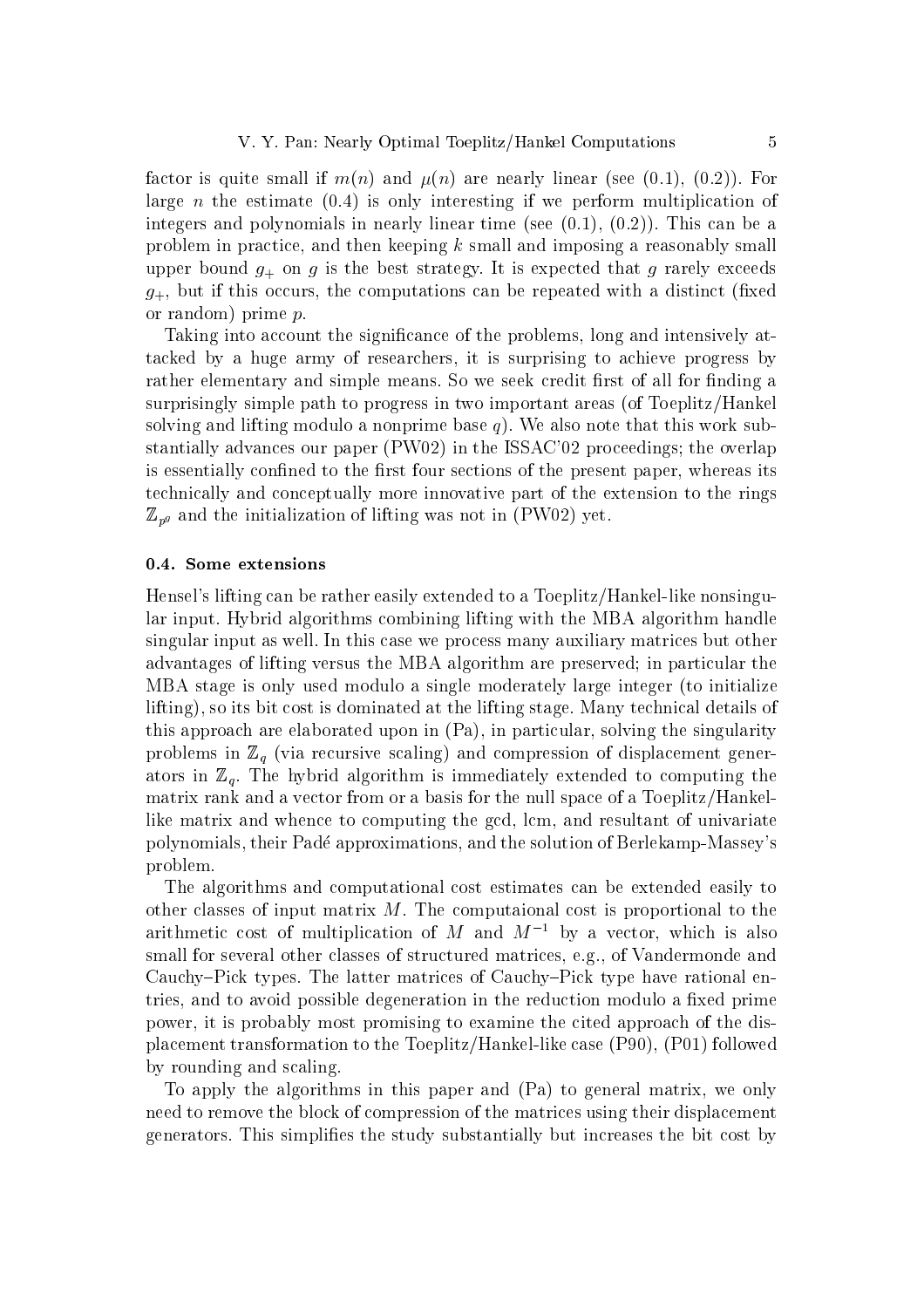factor is quite small if $m(n)$ and $\mu(n)$ are nearly linear (see (0.1), (0.2)). For large $n$ the estimate (0.4) is only interesting if we perform multiplication of integers and polynomials in nearly linear time (see (0.1), (0.2)). This can be a problem in practice, and then keeping $k$ small and imposing a reasonably small upper bound $g_+$ on $g$ is the best strategy. It is expected that $g$ rarely exceeds $g_+$, but if this occurs, the computations can be repeated with a distinct (fixed or random) prime $p$.

Taking into account the significance of the problems, long and intensively attacked by a huge army of researchers, it is surprising to achieve progress by rather elementary and simple means. So we seek credit first of all for finding a surprisingly simple path to progress in two important areas (of Toeplitz/Hankel solving and lifting modulo a nonprime base $q$). We also note that this work substantially advances our paper (PW02) in the ISSAC'02 proceedings; the overlap is essentially confined to the first four sections of the present paper, whereas its technically and conceptually more innovative part of the extension to the rings $\mathbb{Z}_{p^g}$ and the initialization of lifting was not in (PW02) yet.

### 0.4. Some extensions

Hensel's lifting can be rather easily extended to a Toeplitz/Hankel-like nonsingular input. Hybrid algorithms combining lifting with the MBA algorithm handle singular input as well. In this case we process many auxiliary matrices but other advantages of lifting versus the MBA algorithm are preserved; in particular the MBA stage is only used modulo a single moderately large integer (to initialize lifting), so its bit cost is dominated at the lifting stage. Many technical details of this approach are elaborated upon in (Pa), in particular, solving the singularity problems in $\mathbb{Z}_q$ (via recursive scaling) and compression of displacement generators in $\mathbb{Z}_q$. The hybrid algorithm is immediately extended to computing the matrix rank and a vector from or a basis for the null space of a Toeplitz/Hankel-like matrix and whence to computing the gcd, lcm, and resultant of univariate polynomials, their Padé approximations, and the solution of Berlekamp-Massey's problem.

The algorithms and computational cost estimates can be extended easily to other classes of input matrix $M$. The computaional cost is proportional to the arithmetic cost of multiplication of $M$ and $M^{-1}$ by a vector, which is also small for several other classes of structured matrices, e.g., of Vandermonde and Cauchy–Pick types. The latter matrices of Cauchy–Pick type have rational entries, and to avoid possible degeneration in the reduction modulo a fixed prime power, it is probably most promising to examine the cited approach of the displacement transformation to the Toeplitz/Hankel-like case (P90), (P01) followed by rounding and scaling.

To apply the algorithms in this paper and (Pa) to general matrix, we only need to remove the block of compression of the matrices using their displacement generators. This simplifies the study substantially but increases the bit cost by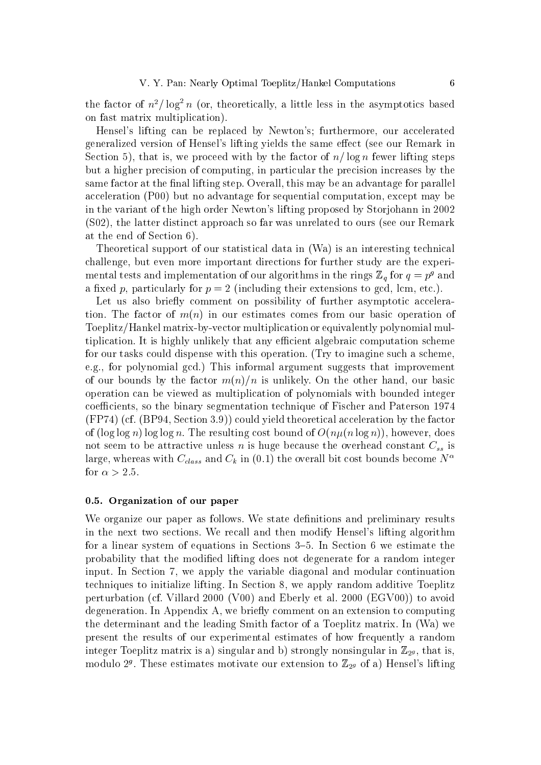the factor of $n^2/\log^2 n$ (or, theoretically, a little less in the asymptotics based on fast matrix multiplication).

Hensel's lifting can be replaced by Newton's; furthermore, our accelerated generalized version of Hensel's lifting yields the same effect (see our Remark in Section 5), that is, we proceed with by the factor of $n/\log n$ fewer lifting steps but a higher precision of computing, in particular the precision increases by the same factor at the final lifting step. Overall, this may be an advantage for parallel acceleration (P00) but no advantage for sequential computation, except may be in the variant of the high order Newton's lifting proposed by Storjohann in 2002 (S02), the latter distinct approach so far was unrelated to ours (see our Remark at the end of Section 6).

Theoretical support of our statistical data in (Wa) is an interesting technical challenge, but even more important directions for further study are the experimental tests and implementation of our algorithms in the rings $\mathbb{Z}_q$ for $q = p^g$ and a fixed $p$, particularly for $p = 2$ (including their extensions to gcd, lcm, etc.).

Let us also briefly comment on possibility of further asymptotic acceleration. The factor of $m(n)$ in our estimates comes from our basic operation of Toeplitz/Hankel matrix-by-vector multiplication or equivalently polynomial multiplication. It is highly unlikely that any efficient algebraic computation scheme for our tasks could dispense with this operation. (Try to imagine such a scheme, e.g., for polynomial gcd.) This informal argument suggests that improvement of our bounds by the factor $m(n)/n$ is unlikely. On the other hand, our basic operation can be viewed as multiplication of polynomials with bounded integer coefficients, so the binary segmentation technique of Fischer and Paterson 1974 (FP74) (cf. (BP94, Section 3.9)) could yield theoretical acceleration by the factor of $(\log\log n)\log\log n$. The resulting cost bound of $O(n\mu(n\log n))$, however, does not seem to be attractive unless $n$ is huge because the overhead constant $C_{ss}$ is large, whereas with $C_{class}$ and $C_k$ in (0.1) the overall bit cost bounds become $N^{\alpha}$ for $\alpha > 2.5$.

### 0.5. Organization of our paper

We organize our paper as follows. We state definitions and preliminary results in the next two sections. We recall and then modify Hensel's lifting algorithm for a linear system of equations in Sections 3–5. In Section 6 we estimate the probability that the modified lifting does not degenerate for a random integer input. In Section 7, we apply the variable diagonal and modular continuation techniques to initialize lifting. In Section 8, we apply random additive Toeplitz perturbation (cf. Villard 2000 (V00) and Eberly et al. 2000 (EGV00)) to avoid degeneration. In Appendix A, we briefly comment on an extension to computing the determinant and the leading Smith factor of a Toeplitz matrix. In (Wa) we present the results of our experimental estimates of how frequently a random integer Toeplitz matrix is a) singular and b) strongly nonsingular in $\mathbb{Z}_{2^g}$, that is, modulo $2^g$. These estimates motivate our extension to $\mathbb{Z}_{2^g}$ of a) Hensel's lifting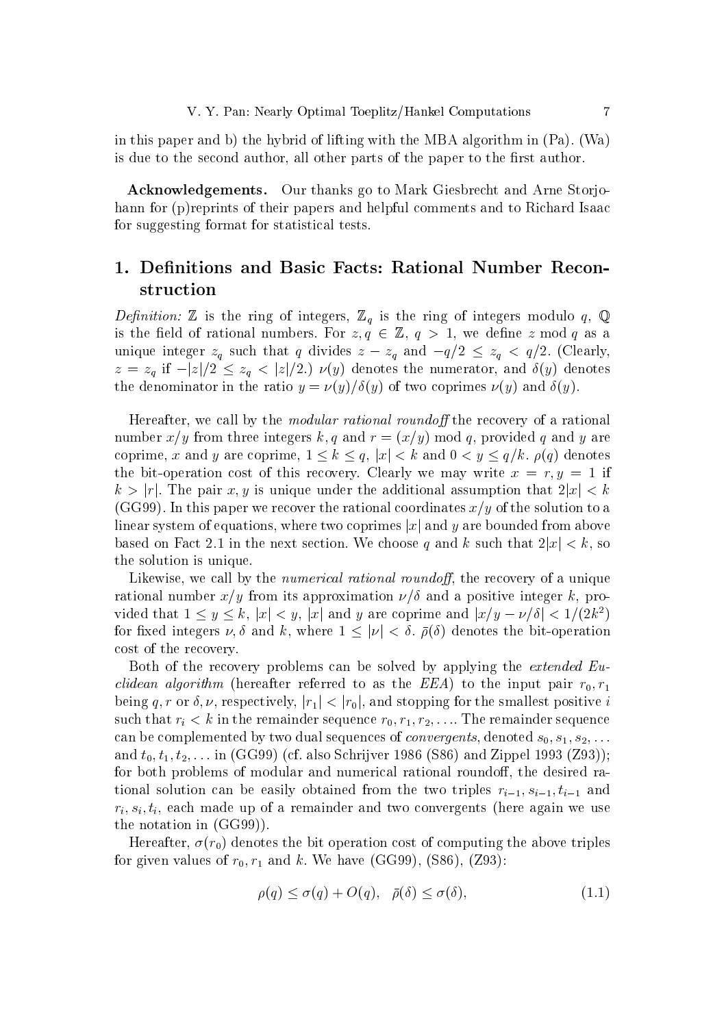in this paper and b) the hybrid of lifting with the MBA algorithm in (Pa). (Wa) is due to the second author, all other parts of the paper to the first author.

**Acknowledgements.** Our thanks go to Mark Giesbrecht and Arne Storjohann for (p)reprints of their papers and helpful comments and to Richard Isaac for suggesting format for statistical tests.

# 1. Definitions and Basic Facts: Rational Number Reconstruction

*Definition:* $\mathbb{Z}$ is the ring of integers, $\mathbb{Z}_q$ is the ring of integers modulo $q$, $\mathbb{Q}$ is the field of rational numbers. For $z, q \in \mathbb{Z}$, $q > 1$, we define $z \bmod q$ as a unique integer $z_q$ such that $q$ divides $z - z_q$ and $-q/2 \leq z_q < q/2$. (Clearly, $z = z_q$ if $-|z|/2 \leq z_q < |z|/2$.) $\nu(y)$ denotes the numerator, and $\delta(y)$ denotes the denominator in the ratio $y = \nu(y)/\delta(y)$ of two coprimes $\nu(y)$ and $\delta(y)$.

Hereafter, we call by the *modular rational roundoff* the recovery of a rational number $x/y$ from three integers $k, q$ and $r = (x/y) \bmod q$, provided $q$ and $y$ are coprime, $x$ and $y$ are coprime, $1 \leq k \leq q$, $|x| < k$ and $0 < y \leq q/k$. $\rho(q)$ denotes the bit-operation cost of this recovery. Clearly we may write $x = r, y = 1$ if $k > |r|$. The pair $x, y$ is unique under the additional assumption that $2|x| < k$ (GG99). In this paper we recover the rational coordinates $x/y$ of the solution to a linear system of equations, where two coprimes $|x|$ and $y$ are bounded from above based on Fact 2.1 in the next section. We choose $q$ and $k$ such that $2|x| < k$, so the solution is unique.

Likewise, we call by the *numerical rational roundoff*, the recovery of a unique rational number $x/y$ from its approximation $\nu/\delta$ and a positive integer $k$, provided that $1 \leq y \leq k$, $|x| < y$, $|x|$ and $y$ are coprime and $|x/y - \nu/\delta| < 1/(2k^2)$ for fixed integers $\nu, \delta$ and $k$, where $1 \leq |\nu| < \delta$. $\bar{\rho}(\delta)$ denotes the bit-operation cost of the recovery.

Both of the recovery problems can be solved by applying the *extended Euclidean algorithm* (hereafter referred to as the *EEA*) to the input pair $r_0, r_1$ being $q, r$ or $\delta, \nu$, respectively, $|r_1| < |r_0|$, and stopping for the smallest positive $i$ such that $r_i < k$ in the remainder sequence $r_0, r_1, r_2, \ldots$. The remainder sequence can be complemented by two dual sequences of *convergents*, denoted $s_0, s_1, s_2, \ldots$ and $t_0, t_1, t_2, \ldots$ in (GG99) (cf. also Schrijver 1986 (S86) and Zippel 1993 (Z93)); for both problems of modular and numerical rational roundoff, the desired rational solution can be easily obtained from the two triples $r_{i-1}, s_{i-1}, t_{i-1}$ and $r_i, s_i, t_i$, each made up of a remainder and two convergents (here again we use the notation in (GG99)).

Hereafter, $\sigma(r_0)$ denotes the bit operation cost of computing the above triples for given values of $r_0, r_1$ and $k$. We have (GG99), (S86), (Z93):

$$\rho(q) \leq \sigma(q) + O(q), \quad \bar{\rho}(\delta) \leq \sigma(\delta), \tag{1.1}$$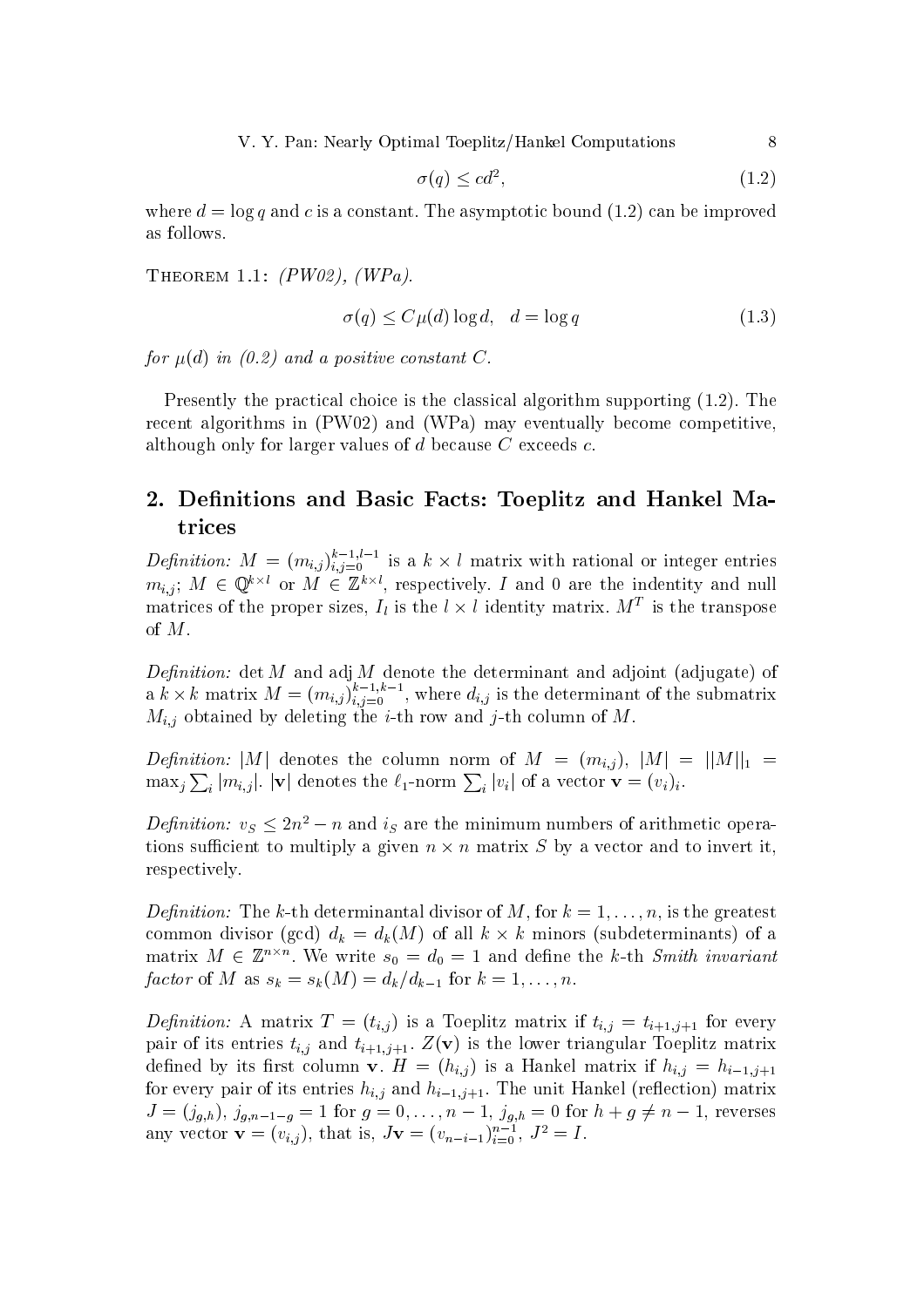$$\sigma(q) \leq cd^2, \tag{1.2}$$

where $d = \log q$ and $c$ is a constant. The asymptotic bound (1.2) can be improved as follows.

Theorem 1.1: *(PW02), (WPa).*

$$\sigma(q) \leq C\mu(d)\log d, \quad d = \log q \tag{1.3}$$

*for $\mu(d)$ in (0.2) and a positive constant $C$.*

Presently the practical choice is the classical algorithm supporting (1.2). The recent algorithms in (PW02) and (WPa) may eventually become competitive, although only for larger values of $d$ because $C$ exceeds $c$.

## 2. Definitions and Basic Facts: Toeplitz and Hankel Matrices

*Definition:* $M = (m_{i,j})_{i,j=0}^{k-1,l-1}$ is a $k \times l$ matrix with rational or integer entries $m_{i,j}$; $M \in \mathbb{Q}^{k \times l}$ or $M \in \mathbb{Z}^{k \times l}$, respectively. $I$ and $0$ are the indentity and null matrices of the proper sizes, $I_l$ is the $l \times l$ identity matrix. $M^T$ is the transpose of $M$.

*Definition:* $\det M$ and $\operatorname{adj} M$ denote the determinant and adjoint (adjugate) of a $k \times k$ matrix $M = (m_{i,j})_{i,j=0}^{k-1,k-1}$, where $d_{i,j}$ is the determinant of the submatrix $M_{i,j}$ obtained by deleting the $i$-th row and $j$-th column of $M$.

*Definition:* $|M|$ denotes the column norm of $M = (m_{i,j})$, $|M| = ||M||_1 = \max_j \sum_i |m_{i,j}|$. $|\mathbf{v}|$ denotes the $\ell_1$-norm $\sum_i |v_i|$ of a vector $\mathbf{v} = (v_i)_i$.

*Definition:* $v_S \leq 2n^2 - n$ and $i_S$ are the minimum numbers of arithmetic operations sufficient to multiply a given $n \times n$ matrix $S$ by a vector and to invert it, respectively.

*Definition:* The $k$-th determinantal divisor of $M$, for $k = 1, \ldots, n$, is the greatest common divisor (gcd) $d_k = d_k(M)$ of all $k \times k$ minors (subdeterminants) of a matrix $M \in \mathbb{Z}^{n \times n}$. We write $s_0 = d_0 = 1$ and define the $k$-th *Smith invariant factor* of $M$ as $s_k = s_k(M) = d_k/d_{k-1}$ for $k = 1, \ldots, n$.

*Definition:* A matrix $T = (t_{i,j})$ is a Toeplitz matrix if $t_{i,j} = t_{i+1,j+1}$ for every pair of its entries $t_{i,j}$ and $t_{i+1,j+1}$. $Z(\mathbf{v})$ is the lower triangular Toeplitz matrix defined by its first column $\mathbf{v}$. $H = (h_{i,j})$ is a Hankel matrix if $h_{i,j} = h_{i-1,j+1}$ for every pair of its entries $h_{i,j}$ and $h_{i-1,j+1}$. The unit Hankel (reflection) matrix $J = (j_{g,h})$, $j_{g,n-1-g} = 1$ for $g = 0, \ldots, n-1$, $j_{g,h} = 0$ for $h + g \neq n - 1$, reverses any vector $\mathbf{v} = (v_{i,j})$, that is, $J\mathbf{v} = (v_{n-i-1})_{i=0}^{n-1}$, $J^2 = I$.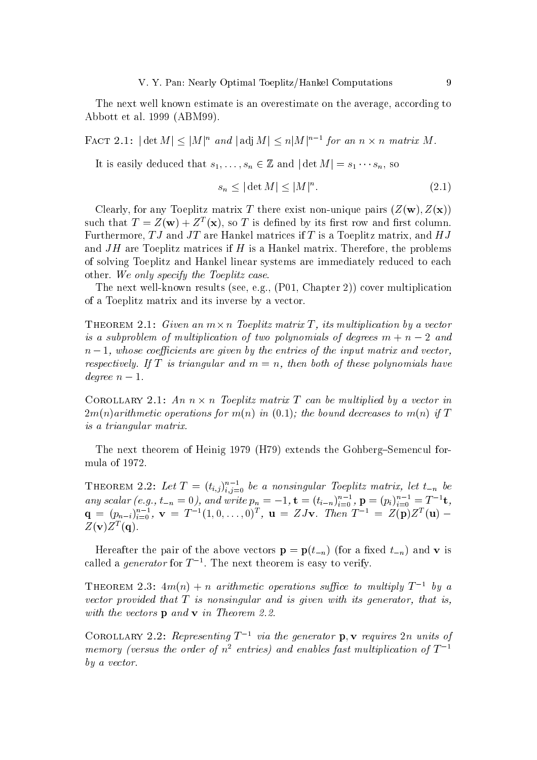The next well known estimate is an overestimate on the average, according to Abbott et al. 1999 (ABM99).

FACT 2.1: $|\det M| \leq |M|^n$ *and* $|\operatorname{adj} M| \leq n|M|^{n-1}$ *for an* $n \times n$ *matrix* $M$.

It is easily deduced that $s_1, \ldots, s_n \in \mathbb{Z}$ and $|\det M| = s_1 \cdots s_n$, so

$$s_n \leq |\det M| \leq |M|^n. \tag{2.1}$$

Clearly, for any Toeplitz matrix $T$ there exist non-unique pairs $(Z(\mathbf{w}), Z(\mathbf{x}))$ such that $T = Z(\mathbf{w}) + Z^T(\mathbf{x})$, so $T$ is defined by its first row and first column. Furthermore, $TJ$ and $JT$ are Hankel matrices if $T$ is a Toeplitz matrix, and $HJ$ and $JH$ are Toeplitz matrices if $H$ is a Hankel matrix. Therefore, the problems of solving Toeplitz and Hankel linear systems are immediately reduced to each other. *We only specify the Toeplitz case.*

The next well-known results (see, e.g., (P01, Chapter 2)) cover multiplication of a Toeplitz matrix and its inverse by a vector.

THEOREM 2.1: *Given an* $m \times n$ *Toeplitz matrix* $T$*, its multiplication by a vector is a subproblem of multiplication of two polynomials of degrees* $m + n - 2$ *and* $n - 1$*, whose coefficients are given by the entries of the input matrix and vector, respectively. If* $T$ *is triangular and* $m = n$*, then both of these polynomials have degree* $n - 1$.

COROLLARY 2.1: *An* $n \times n$ *Toeplitz matrix* $T$ *can be multiplied by a vector in* $2m(n)$*arithmetic operations for* $m(n)$ *in (0.1); the bound decreases to* $m(n)$ *if* $T$ *is a triangular matrix.*

The next theorem of Heinig 1979 (H79) extends the Gohberg–Semencul formula of 1972.

THEOREM 2.2: *Let* $T = (t_{i,j})_{i,j=0}^{n-1}$ *be a nonsingular Toeplitz matrix, let* $t_{-n}$ *be any scalar (e.g.,* $t_{-n} = 0$*), and write* $p_n = -1$, $\mathbf{t} = (t_{i-n})_{i=0}^{n-1}$, $\mathbf{p} = (p_i)_{i=0}^{n-1} = T^{-1}\mathbf{t}$, $\mathbf{q} = (p_{n-i})_{i=0}^{n-1}$, $\mathbf{v} = T^{-1}(1, 0, \ldots, 0)^T$, $\mathbf{u} = ZJ\mathbf{v}$*. Then* $T^{-1} = Z(\mathbf{p})Z^T(\mathbf{u}) - Z(\mathbf{v})Z^T(\mathbf{q})$.

Hereafter the pair of the above vectors $\mathbf{p} = \mathbf{p}(t_{-n})$ (for a fixed $t_{-n}$) and $\mathbf{v}$ is called a *generator* for $T^{-1}$. The next theorem is easy to verify.

THEOREM 2.3: $4m(n) + n$ *arithmetic operations suffice to multiply* $T^{-1}$ *by a vector provided that* $T$ *is nonsingular and is given with its generator, that is, with the vectors* $\mathbf{p}$ *and* $\mathbf{v}$ *in Theorem 2.2.*

COROLLARY 2.2: *Representing* $T^{-1}$ *via the generator* $\mathbf{p}, \mathbf{v}$ *requires* $2n$ *units of memory (versus the order of* $n^2$ *entries) and enables fast multiplication of* $T^{-1}$ *by a vector.*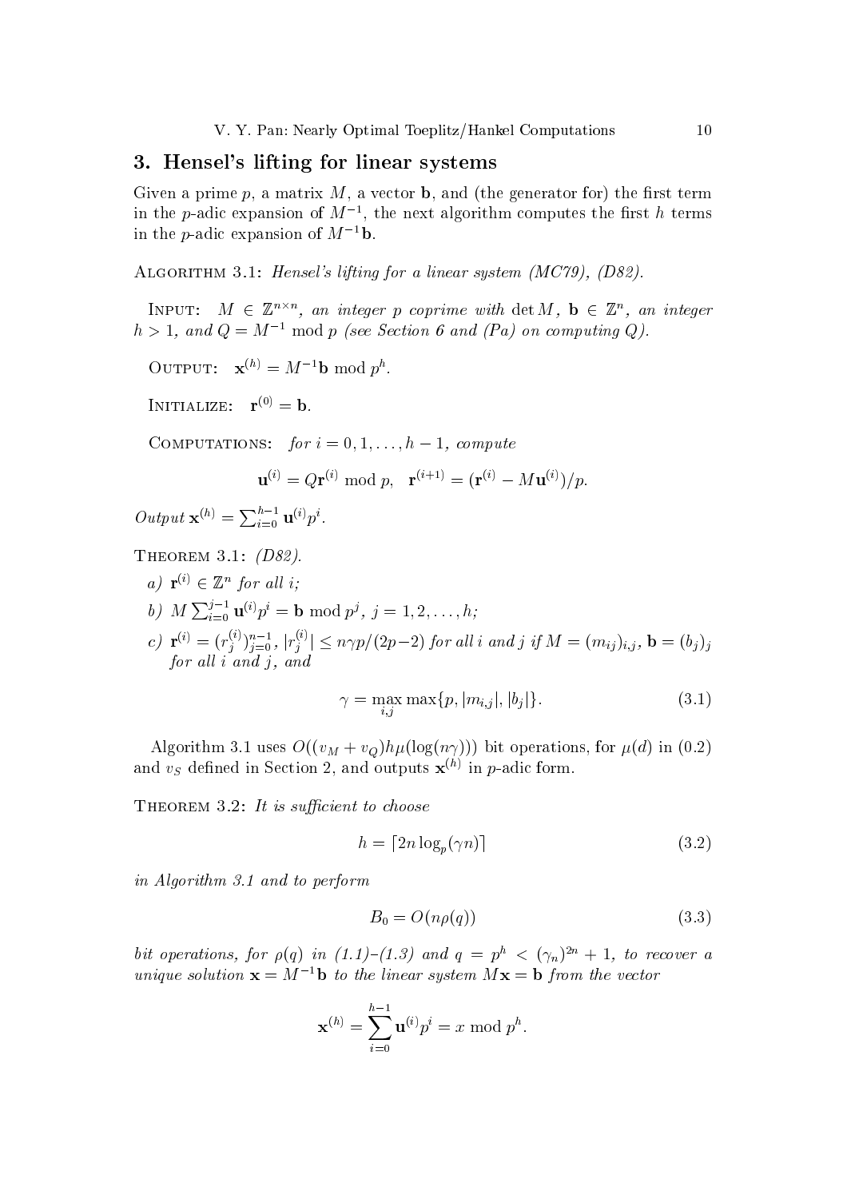## 3. Hensel's lifting for linear systems

Given a prime $p$, a matrix $M$, a vector $\mathbf{b}$, and (the generator for) the first term in the $p$-adic expansion of $M^{-1}$, the next algorithm computes the first $h$ terms in the $p$-adic expansion of $M^{-1}\mathbf{b}$.

ALGORITHM 3.1: *Hensel's lifting for a linear system (MC79), (D82).*

INPUT: *$M \in \mathbb{Z}^{n\times n}$, an integer $p$ coprime with $\det M$, $\mathbf{b} \in \mathbb{Z}^n$, an integer $h > 1$, and $Q = M^{-1} \bmod p$ (see Section 6 and (Pa) on computing $Q$).*

OUTPUT: $\mathbf{x}^{(h)} = M^{-1}\mathbf{b} \bmod p^h$.

INITIALIZE: $\mathbf{r}^{(0)} = \mathbf{b}$.

COMPUTATIONS: *for $i = 0, 1, \ldots, h-1$, compute*

$$\mathbf{u}^{(i)} = Q\mathbf{r}^{(i)} \bmod p, \quad \mathbf{r}^{(i+1)} = (\mathbf{r}^{(i)} - M\mathbf{u}^{(i)})/p.$$

*Output* $\mathbf{x}^{(h)} = \sum_{i=0}^{h-1} \mathbf{u}^{(i)} p^i$.

THEOREM 3.1: *(D82).*

*a)* $\mathbf{r}^{(i)} \in \mathbb{Z}^n$ *for all* $i$;

*b)* $M \sum_{i=0}^{j-1} \mathbf{u}^{(i)} p^i = \mathbf{b} \bmod p^j$, $j = 1, 2, \ldots, h$;

*c)* $\mathbf{r}^{(i)} = (r_j^{(i)})_{j=0}^{n-1}$, $|r_j^{(i)}| \leq n\gamma p/(2p-2)$ *for all $i$ and $j$ if $M = (m_{ij})_{i,j}$, $\mathbf{b} = (b_j)_j$ for all $i$ and $j$, and*

$$\gamma = \max_{i,j} \max\{p, |m_{i,j}|, |b_j|\}. \tag{3.1}$$

Algorithm 3.1 uses $O((v_M + v_Q)h\mu(\log(n\gamma)))$ bit operations, for $\mu(d)$ in (0.2) and $v_S$ defined in Section 2, and outputs $\mathbf{x}^{(h)}$ in $p$-adic form.

THEOREM 3.2: *It is sufficient to choose*

$$h = \lceil 2n \log_p(\gamma n) \rceil \tag{3.2}$$

*in Algorithm 3.1 and to perform*

$$B_0 = O(n\rho(q)) \tag{3.3}$$

*bit operations, for $\rho(q)$ in (1.1)–(1.3) and $q = p^h < (\gamma_n)^{2n} + 1$, to recover a unique solution $\mathbf{x} = M^{-1}\mathbf{b}$ to the linear system $M\mathbf{x} = \mathbf{b}$ from the vector*

$$\mathbf{x}^{(h)} = \sum_{i=0}^{h-1} \mathbf{u}^{(i)} p^i = x \bmod p^h.$$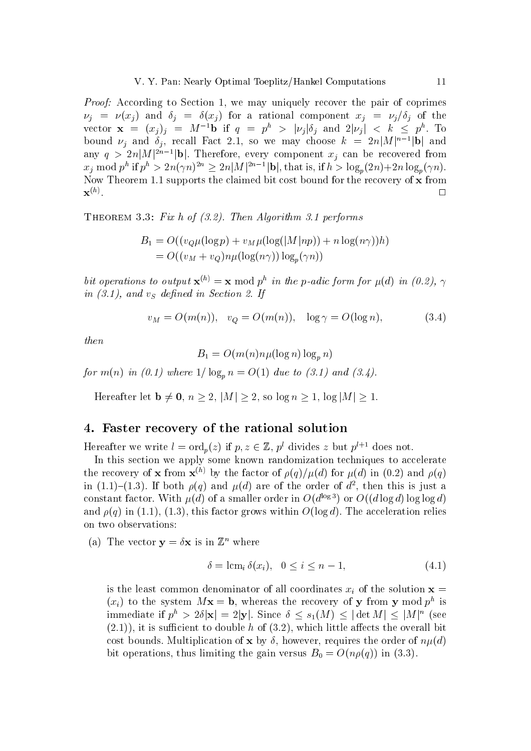*Proof:* According to Section 1, we may uniquely recover the pair of coprimes $\nu_j = \nu(x_j)$ and $\delta_j = \delta(x_j)$ for a rational component $x_j = \nu_j/\delta_j$ of the vector $\mathbf{x} = (x_j)_j = M^{-1}\mathbf{b}$ if $q = p^h > |\nu_j|\delta_j$ and $2|\nu_j| < k \le p^h$. To bound $\nu_j$ and $\delta_j$, recall Fact 2.1, so we may choose $k = 2n|M|^{n-1}|\mathbf{b}|$ and any $q > 2n|M|^{2n-1}|\mathbf{b}|$. Therefore, every component $x_j$ can be recovered from $x_j \bmod p^h$ if $p^h > 2n(\gamma n)^{2n} \ge 2n|M|^{2n-1}|\mathbf{b}|$, that is, if $h > \log_p(2n) + 2n\log_p(\gamma n)$. Now Theorem 1.1 supports the claimed bit cost bound for the recovery of $\mathbf{x}$ from $\mathbf{x}^{(h)}$. $\square$

THEOREM 3.3: *Fix $h$ of (3.2). Then Algorithm 3.1 performs*

$$B_1 = O((v_Q\mu(\log p) + v_M\mu(\log(|M|np)) + n\log(n\gamma))h)$$
$$= O((v_M + v_Q)n\mu(\log(n\gamma))\log_p(\gamma n))$$

*bit operations to output $\mathbf{x}^{(h)} = \mathbf{x} \bmod p^h$ in the p-adic form for $\mu(d)$ in (0.2), $\gamma$ in (3.1), and $v_S$ defined in Section 2. If*

$$v_M = O(m(n)), \quad v_Q = O(m(n)), \quad \log\gamma = O(\log n), \tag{3.4}$$

*then*

$$B_1 = O(m(n)n\mu(\log n)\log_p n)$$

*for $m(n)$ in (0.1) where $1/\log_p n = O(1)$ due to (3.1) and (3.4).*

Hereafter let $\mathbf{b} \ne \mathbf{0}$, $n \ge 2$, $|M| \ge 2$, so $\log n \ge 1$, $\log|M| \ge 1$.

## 4. Faster recovery of the rational solution

Hereafter we write $l = \text{ord}_p(z)$ if $p, z \in \mathbb{Z}$, $p^l$ divides $z$ but $p^{l+1}$ does not.

In this section we apply some known randomization techniques to accelerate the recovery of $\mathbf{x}$ from $\mathbf{x}^{(h)}$ by the factor of $\rho(q)/\mu(d)$ for $\mu(d)$ in (0.2) and $\rho(q)$ in (1.1)–(1.3). If both $\rho(q)$ and $\mu(d)$ are of the order of $d^2$, then this is just a constant factor. With $\mu(d)$ of a smaller order in $O(d^{\log 3})$ or $O((d\log d)\log\log d)$ and $\rho(q)$ in (1.1), (1.3), this factor grows within $O(\log d)$. The acceleration relies on two observations:

(a) The vector $\mathbf{y} = \delta\mathbf{x}$ is in $\mathbb{Z}^n$ where

$$\delta = \text{lcm}_i\, \delta(x_i), \quad 0 \le i \le n-1, \tag{4.1}$$

is the least common denominator of all coordinates $x_i$ of the solution $\mathbf{x} = (x_i)$ to the system $M\mathbf{x} = \mathbf{b}$, whereas the recovery of $\mathbf{y}$ from $\mathbf{y} \bmod p^h$ is immediate if $p^h > 2\delta|\mathbf{x}| = 2|\mathbf{y}|$. Since $\delta \le s_1(M) \le |\det M| \le |M|^n$ (see (2.1)), it is sufficient to double $h$ of (3.2), which little affects the overall bit cost bounds. Multiplication of $\mathbf{x}$ by $\delta$, however, requires the order of $n\mu(d)$ bit operations, thus limiting the gain versus $B_0 = O(n\rho(q))$ in (3.3).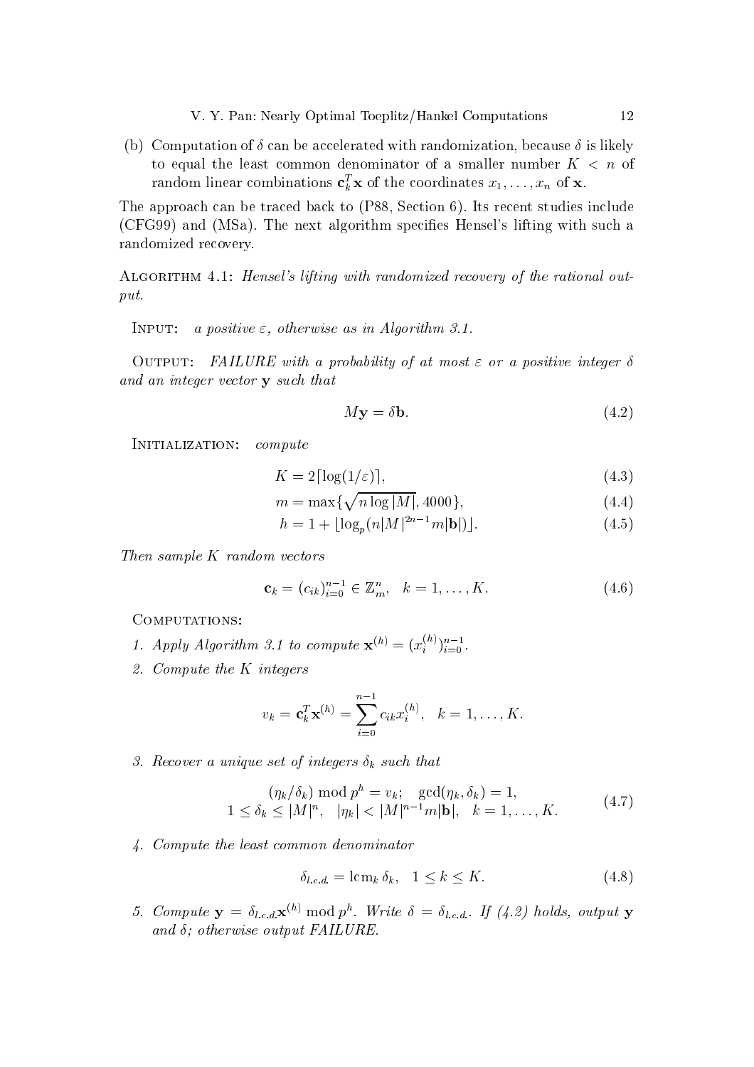(b) Computation of $\delta$ can be accelerated with randomization, because $\delta$ is likely to equal the least common denominator of a smaller number $K < n$ of random linear combinations $\mathbf{c}_k^T \mathbf{x}$ of the coordinates $x_1, \dots, x_n$ of $\mathbf{x}$.

The approach can be traced back to (P88, Section 6). Its recent studies include (CFG99) and (MSa). The next algorithm specifies Hensel's lifting with such a randomized recovery.

Algorithm 4.1: *Hensel's lifting with randomized recovery of the rational output.*

Input: *a positive $\varepsilon$, otherwise as in Algorithm 3.1.*

Output: *FAILURE with a probability of at most $\varepsilon$ or a positive integer $\delta$ and an integer vector $\mathbf{y}$ such that*

$$M\mathbf{y} = \delta \mathbf{b}. \tag{4.2}$$

Initialization: *compute*

$$K = 2\lceil \log(1/\varepsilon) \rceil, \tag{4.3}$$

$$m = \max\{\sqrt{n \log |M|}, 4000\}, \tag{4.4}$$

$$h = 1 + \lfloor \log_p (n|M|^{2n-1} m |\mathbf{b}|) \rfloor. \tag{4.5}$$

*Then sample $K$ random vectors*

$$\mathbf{c}_k = (c_{ik})_{i=0}^{n-1} \in \mathbb{Z}_m^n, \quad k = 1, \dots, K. \tag{4.6}$$

Computations:

1. *Apply Algorithm 3.1 to compute $\mathbf{x}^{(h)} = (x_i^{(h)})_{i=0}^{n-1}$.*
2. *Compute the $K$ integers*

$$v_k = \mathbf{c}_k^T \mathbf{x}^{(h)} = \sum_{i=0}^{n-1} c_{ik} x_i^{(h)}, \quad k = 1, \dots, K.$$

3. *Recover a unique set of integers $\delta_k$ such that*

$$\begin{gathered} (\eta_k/\delta_k) \bmod p^h = v_k; \quad \gcd(\eta_k, \delta_k) = 1, \\ 1 \le \delta_k \le |M|^n, \quad |\eta_k| < |M|^{n-1} m |\mathbf{b}|, \quad k = 1, \dots, K. \end{gathered} \tag{4.7}$$

4. *Compute the least common denominator*

$$\delta_{l.c.d.} = \operatorname{lcm}_k \delta_k, \quad 1 \le k \le K. \tag{4.8}$$

5. *Compute $\mathbf{y} = \delta_{l.c.d.} \mathbf{x}^{(h)} \bmod p^h$. Write $\delta = \delta_{l.c.d.}$. If (4.2) holds, output $\mathbf{y}$ and $\delta$; otherwise output FAILURE.*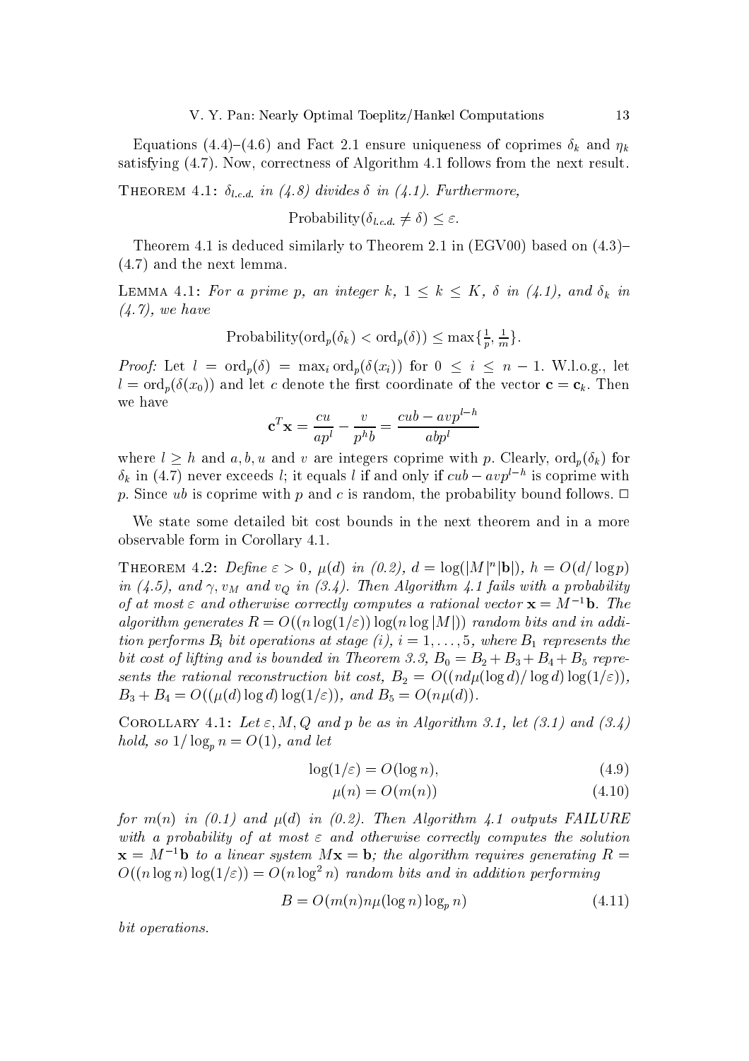Equations (4.4)–(4.6) and Fact 2.1 ensure uniqueness of coprimes $\delta_k$ and $\eta_k$ satisfying (4.7). Now, correctness of Algorithm 4.1 follows from the next result.

THEOREM 4.1: *$\delta_{l.c.d.}$ in (4.8) divides $\delta$ in (4.1). Furthermore,*

$$\text{Probability}(\delta_{l.c.d.} \neq \delta) \leq \varepsilon.$$

Theorem 4.1 is deduced similarly to Theorem 2.1 in (EGV00) based on (4.3)–(4.7) and the next lemma.

LEMMA 4.1: *For a prime $p$, an integer $k$, $1 \leq k \leq K$, $\delta$ in (4.1), and $\delta_k$ in (4.7), we have*

$$\text{Probability}(\text{ord}_p(\delta_k) < \text{ord}_p(\delta)) \leq \max\{\tfrac{1}{p}, \tfrac{1}{m}\}.$$

*Proof:* Let $l = \text{ord}_p(\delta) = \max_i \text{ord}_p(\delta(x_i))$ for $0 \leq i \leq n-1$. W.l.o.g., let $l = \text{ord}_p(\delta(x_0))$ and let $c$ denote the first coordinate of the vector $\mathbf{c} = \mathbf{c}_k$. Then we have

$$\mathbf{c}^T\mathbf{x} = \frac{cu}{ap^l} - \frac{v}{p^h b} = \frac{cub - avp^{l-h}}{abp^l}$$

where $l \geq h$ and $a, b, u$ and $v$ are integers coprime with $p$. Clearly, $\text{ord}_p(\delta_k)$ for $\delta_k$ in (4.7) never exceeds $l$; it equals $l$ if and only if $cub - avp^{l-h}$ is coprime with $p$. Since $ub$ is coprime with $p$ and $c$ is random, the probability bound follows. $\Box$

We state some detailed bit cost bounds in the next theorem and in a more observable form in Corollary 4.1.

THEOREM 4.2: *Define $\varepsilon > 0$, $\mu(d)$ in (0.2), $d = \log(|M|^n|\mathbf{b}|)$, $h = O(d/\log p)$ in (4.5), and $\gamma, v_M$ and $v_Q$ in (3.4). Then Algorithm 4.1 fails with a probability of at most $\varepsilon$ and otherwise correctly computes a rational vector $\mathbf{x} = M^{-1}\mathbf{b}$. The algorithm generates $R = O((n\log(1/\varepsilon))\log(n\log|M|))$ random bits and in addition performs $B_i$ bit operations at stage (i), $i = 1, \ldots, 5$, where $B_1$ represents the bit cost of lifting and is bounded in Theorem 3.3, $B_0 = B_2 + B_3 + B_4 + B_5$ represents the rational reconstruction bit cost, $B_2 = O((nd\mu(\log d)/\log d)\log(1/\varepsilon))$, $B_3 + B_4 = O((\mu(d)\log d)\log(1/\varepsilon))$, and $B_5 = O(n\mu(d))$.*

COROLLARY 4.1: *Let $\varepsilon, M, Q$ and $p$ be as in Algorithm 3.1, let (3.1) and (3.4) hold, so $1/\log_p n = O(1)$, and let*

$$\log(1/\varepsilon) = O(\log n), \tag{4.9}$$

$$\mu(n) = O(m(n)) \tag{4.10}$$

*for $m(n)$ in (0.1) and $\mu(d)$ in (0.2). Then Algorithm 4.1 outputs FAILURE with a probability of at most $\varepsilon$ and otherwise correctly computes the solution $\mathbf{x} = M^{-1}\mathbf{b}$ to a linear system $M\mathbf{x} = \mathbf{b}$; the algorithm requires generating $R = O((n\log n)\log(1/\varepsilon)) = O(n\log^2 n)$ random bits and in addition performing*

$$B = O(m(n)n\mu(\log n)\log_p n) \tag{4.11}$$

*bit operations.*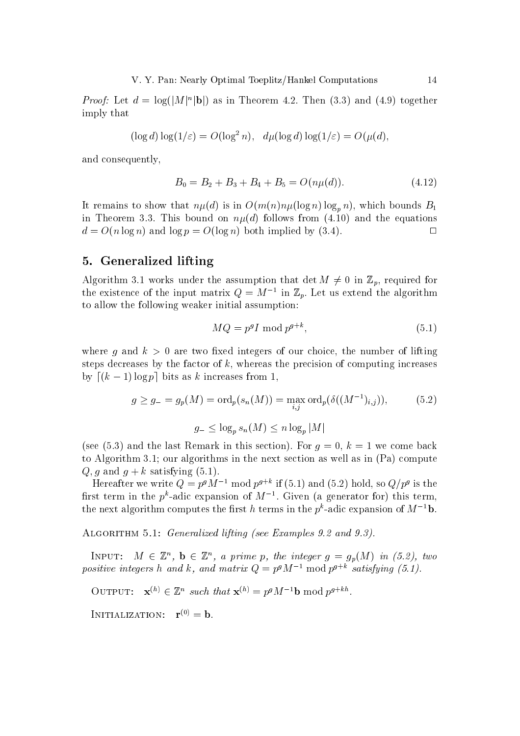*Proof:* Let $d = \log(|M|^n |\mathbf{b}|)$ as in Theorem 4.2. Then (3.3) and (4.9) together imply that

$$(\log d) \log(1/\varepsilon) = O(\log^2 n), \quad d\mu(\log d) \log(1/\varepsilon) = O(\mu(d),$$

and consequently,

$$B_0 = B_2 + B_3 + B_4 + B_5 = O(n\mu(d)). \tag{4.12}$$

It remains to show that $n\mu(d)$ is in $O(m(n)n\mu(\log n)\log_p n)$, which bounds $B_1$ in Theorem 3.3. This bound on $n\mu(d)$ follows from (4.10) and the equations $d = O(n \log n)$ and $\log p = O(\log n)$ both implied by (3.4). □

## 5. Generalized lifting

Algorithm 3.1 works under the assumption that $\det M \neq 0$ in $\mathbb{Z}_p$, required for the existence of the input matrix $Q = M^{-1}$ in $\mathbb{Z}_p$. Let us extend the algorithm to allow the following weaker initial assumption:

$$MQ = p^g I \bmod p^{g+k}, \tag{5.1}$$

where $g$ and $k > 0$ are two fixed integers of our choice, the number of lifting steps decreases by the factor of $k$, whereas the precision of computing increases by $\lceil (k-1)\log p \rceil$ bits as $k$ increases from 1,

$$g \geq g_- = g_p(M) = \mathrm{ord}_p(s_n(M)) = \max_{i,j} \mathrm{ord}_p(\delta((M^{-1})_{i,j})), \tag{5.2}$$

$$g_- \leq \log_p s_n(M) \leq n \log_p |M|$$

(see (5.3) and the last Remark in this section). For $g = 0$, $k = 1$ we come back to Algorithm 3.1; our algorithms in the next section as well as in (Pa) compute $Q, g$ and $g + k$ satisfying (5.1).

Hereafter we write $Q = p^g M^{-1} \bmod p^{g+k}$ if (5.1) and (5.2) hold, so $Q/p^g$ is the first term in the $p^k$-adic expansion of $M^{-1}$. Given (a generator for) this term, the next algorithm computes the first $h$ terms in the $p^k$-adic expansion of $M^{-1}\mathbf{b}$.

Algorithm 5.1: *Generalized lifting (see Examples 9.2 and 9.3).*

Input: *$M \in \mathbb{Z}^n$, $\mathbf{b} \in \mathbb{Z}^n$, a prime $p$, the integer $g = g_p(M)$ in (5.2), two positive integers $h$ and $k$, and matrix $Q = p^g M^{-1} \bmod p^{g+k}$ satisfying (5.1).*

Output: *$\mathbf{x}^{(h)} \in \mathbb{Z}^n$ such that $\mathbf{x}^{(h)} = p^g M^{-1}\mathbf{b} \bmod p^{g+kh}$.*

Initialization: $\mathbf{r}^{(0)} = \mathbf{b}$.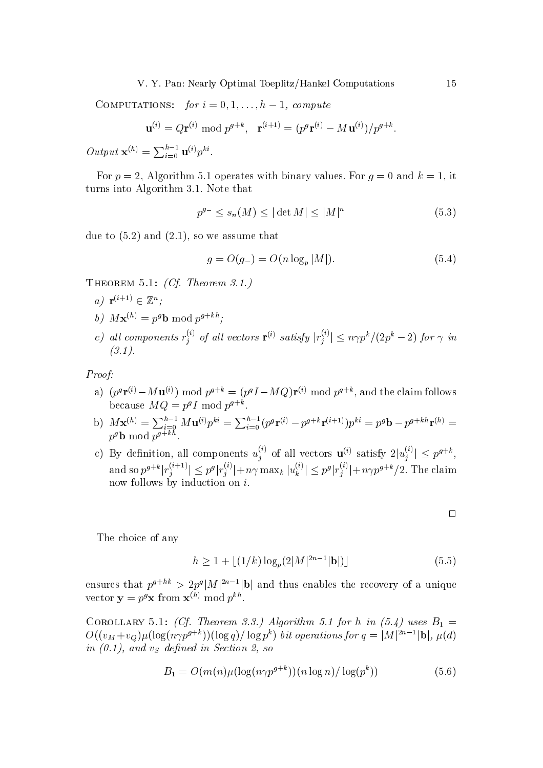Computations: *for* $i = 0, 1, \ldots, h-1$, *compute*

$$\mathbf{u}^{(i)} = Q\mathbf{r}^{(i)} \bmod p^{g+k}, \quad \mathbf{r}^{(i+1)} = (p^g \mathbf{r}^{(i)} - M\mathbf{u}^{(i)})/p^{g+k}.$$

*Output* $\mathbf{x}^{(h)} = \sum_{i=0}^{h-1} \mathbf{u}^{(i)} p^{ki}$.

For $p = 2$, Algorithm 5.1 operates with binary values. For $g = 0$ and $k = 1$, it turns into Algorithm 3.1. Note that

$$p^{g_-} \le s_n(M) \le |\det M| \le |M|^n \tag{5.3}$$

due to (5.2) and (2.1), so we assume that

$$g = O(g_-) = O(n \log_p |M|). \tag{5.4}$$

Theorem 5.1: *(Cf. Theorem 3.1.)*

*a)* $\mathbf{r}^{(i+1)} \in \mathbb{Z}^n$*;*

*b)* $M\mathbf{x}^{(h)} = p^g \mathbf{b} \bmod p^{g+kh}$*;*

*c) all components* $r_j^{(i)}$ *of all vectors* $\mathbf{r}^{(i)}$ *satisfy* $|r_j^{(i)}| \le n\gamma p^k/(2p^k - 2)$ *for* $\gamma$ *in (3.1).*

*Proof:*

a) $(p^g \mathbf{r}^{(i)} - M\mathbf{u}^{(i)}) \bmod p^{g+k} = (p^g I - MQ)\mathbf{r}^{(i)} \bmod p^{g+k}$, and the claim follows because $MQ = p^g I \bmod p^{g+k}$.

b) $M\mathbf{x}^{(h)} = \sum_{i=0}^{h-1} M\mathbf{u}^{(i)} p^{ki} = \sum_{i=0}^{h-1} (p^g \mathbf{r}^{(i)} - p^{g+k}\mathbf{r}^{(i+1)}) p^{ki} = p^g \mathbf{b} - p^{g+kh}\mathbf{r}^{(h)} = p^g \mathbf{b} \bmod p^{g+kh}$.

c) By definition, all components $u_j^{(i)}$ of all vectors $\mathbf{u}^{(i)}$ satisfy $2|u_j^{(i)}| \le p^{g+k}$, and so $p^{g+k}|r_j^{(i+1)}| \le p^g |r_j^{(i)}| + n\gamma \max_k |u_k^{(i)}| \le p^g |r_j^{(i)}| + n\gamma p^{g+k}/2$. The claim now follows by induction on $i$.

$\square$

The choice of any

$$h \ge 1 + \lfloor (1/k) \log_p (2|M|^{2n-1}|\mathbf{b}|) \rfloor \tag{5.5}$$

ensures that $p^{g+hk} > 2p^g |M|^{2n-1}|\mathbf{b}|$ and thus enables the recovery of a unique vector $\mathbf{y} = p^g \mathbf{x}$ from $\mathbf{x}^{(h)} \bmod p^{kh}$.

Corollary 5.1: *(Cf. Theorem 3.3.) Algorithm 5.1 for* $h$ *in (5.4) uses* $B_1 = O((v_M + v_Q)\mu(\log(n\gamma p^{g+k}))(\log q)/\log p^k)$ *bit operations for* $q = |M|^{2n-1}|\mathbf{b}|$*,* $\mu(d)$ *in (0.1), and* $v_S$ *defined in Section 2, so*

$$B_1 = O(m(n)\mu(\log(n\gamma p^{g+k}))(n \log n)/\log(p^k)) \tag{5.6}$$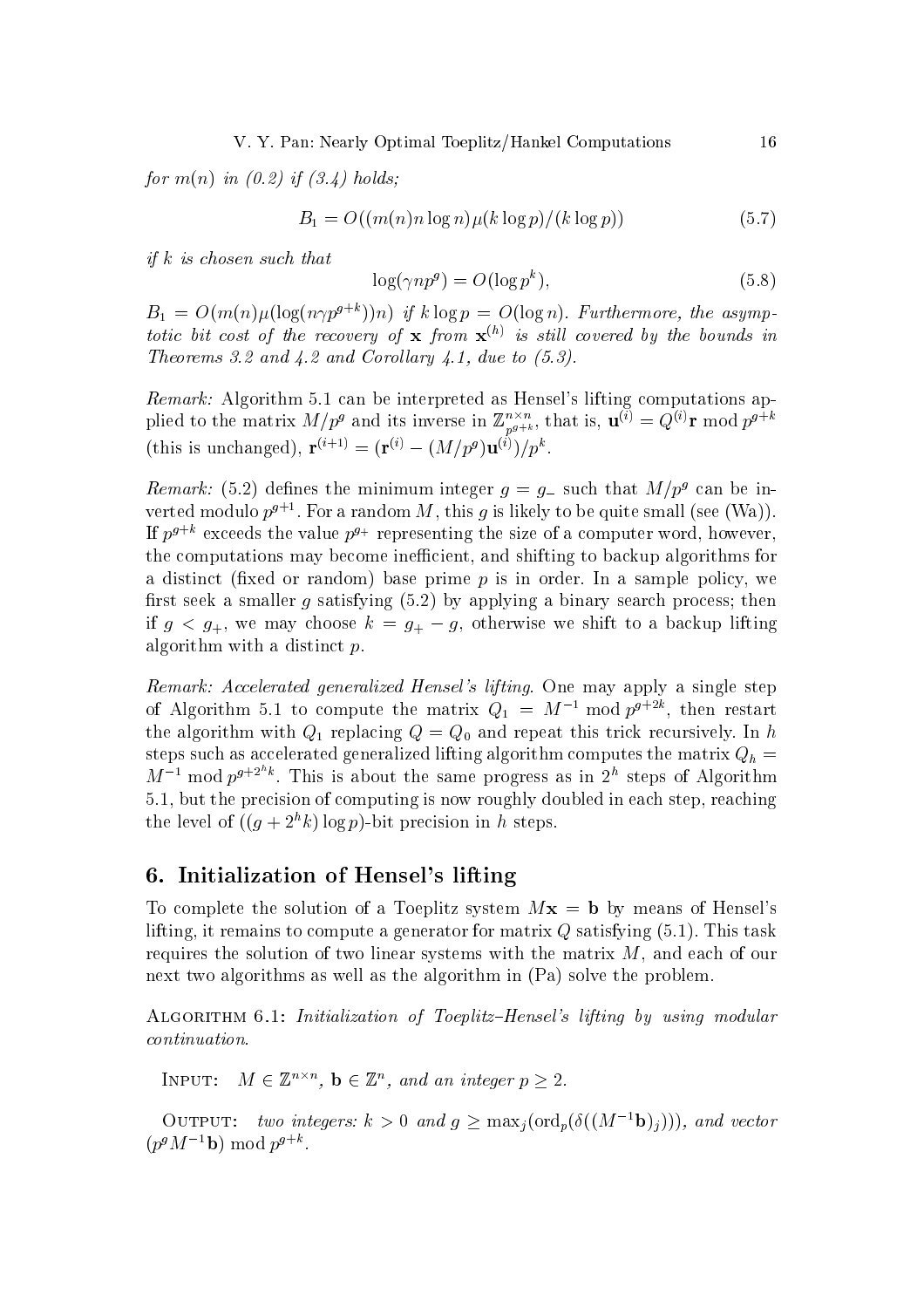*for* $m(n)$ *in (0.2) if (3.4) holds;*

$$B_1 = O((m(n) n \log n)\mu(k \log p)/(k \log p)) \tag{5.7}$$

*if* $k$ *is chosen such that*

$$\log(\gamma n p^g) = O(\log p^k), \tag{5.8}$$

$B_1 = O(m(n)\mu(\log(n\gamma p^{g+k}))n)$ *if* $k \log p = O(\log n)$. *Furthermore, the asymptotic bit cost of the recovery of* $\mathbf{x}$ *from* $\mathbf{x}^{(h)}$ *is still covered by the bounds in Theorems 3.2 and 4.2 and Corollary 4.1, due to (5.3).*

*Remark:* Algorithm 5.1 can be interpreted as Hensel's lifting computations applied to the matrix $M/p^g$ and its inverse in $\mathbb{Z}^{n\times n}_{p^{g+k}}$, that is, $\mathbf{u}^{(i)} = Q^{(i)}\mathbf{r} \bmod p^{g+k}$ (this is unchanged), $\mathbf{r}^{(i+1)} = (\mathbf{r}^{(i)} - (M/p^g)\mathbf{u}^{(i)})/p^k$.

*Remark:* (5.2) defines the minimum integer $g = g_-$ such that $M/p^g$ can be inverted modulo $p^{g+1}$. For a random $M$, this $g$ is likely to be quite small (see (Wa)). If $p^{g+k}$ exceeds the value $p^{g_+}$ representing the size of a computer word, however, the computations may become inefficient, and shifting to backup algorithms for a distinct (fixed or random) base prime $p$ is in order. In a sample policy, we first seek a smaller $g$ satisfying (5.2) by applying a binary search process; then if $g < g_+$, we may choose $k = g_+ - g$, otherwise we shift to a backup lifting algorithm with a distinct $p$.

*Remark: Accelerated generalized Hensel's lifting.* One may apply a single step of Algorithm 5.1 to compute the matrix $Q_1 = M^{-1} \bmod p^{g+2k}$, then restart the algorithm with $Q_1$ replacing $Q = Q_0$ and repeat this trick recursively. In $h$ steps such as accelerated generalized lifting algorithm computes the matrix $Q_h = M^{-1} \bmod p^{g+2^h k}$. This is about the same progress as in $2^h$ steps of Algorithm 5.1, but the precision of computing is now roughly doubled in each step, reaching the level of $((g + 2^h k)\log p)$-bit precision in $h$ steps.

## 6. Initialization of Hensel's lifting

To complete the solution of a Toeplitz system $M\mathbf{x} = \mathbf{b}$ by means of Hensel's lifting, it remains to compute a generator for matrix $Q$ satisfying (5.1). This task requires the solution of two linear systems with the matrix $M$, and each of our next two algorithms as well as the algorithm in (Pa) solve the problem.

Algorithm 6.1: *Initialization of Toeplitz–Hensel's lifting by using modular continuation.*

Input: $M \in \mathbb{Z}^{n\times n}$, $\mathbf{b} \in \mathbb{Z}^n$, *and an integer* $p \geq 2$.

Output: *two integers:* $k > 0$ *and* $g \geq \max_j(\mathrm{ord}_p(\delta((M^{-1}\mathbf{b})_j)))$, *and vector* $(p^g M^{-1}\mathbf{b}) \bmod p^{g+k}$.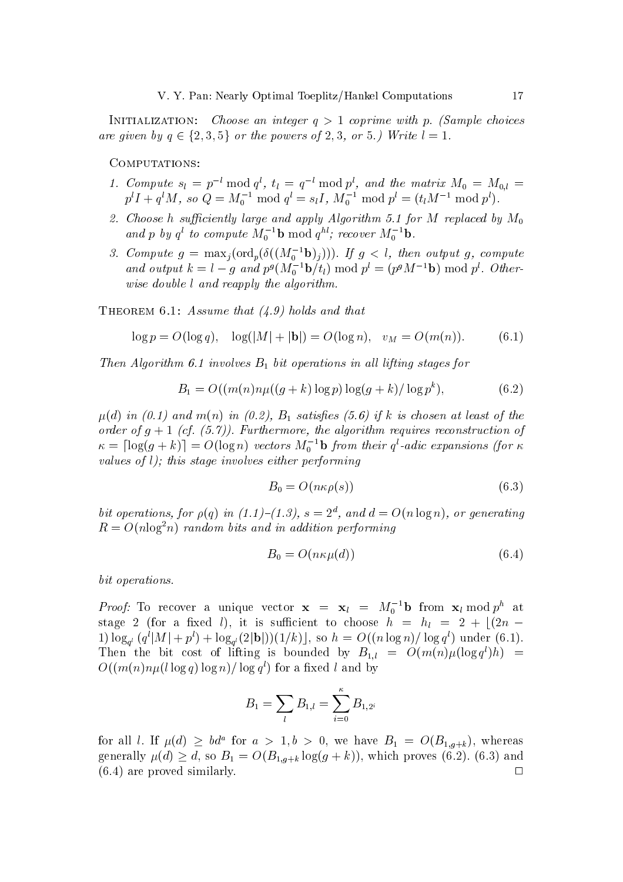Initialization: *Choose an integer $q > 1$ coprime with $p$. (Sample choices are given by $q \in \{2, 3, 5\}$ or the powers of 2, 3, or 5.) Write $l = 1$.*

Computations:

1. *Compute $s_l = p^{-l} \bmod q^l$, $t_l = q^{-l} \bmod p^l$, and the matrix $M_0 = M_{0,l} = p^l I + q^l M$, so $Q = M_0^{-1} \bmod q^l = s_l I$, $M_0^{-1} \bmod p^l = (t_l M^{-1} \bmod p^l)$.*
2. *Choose $h$ sufficiently large and apply Algorithm 5.1 for $M$ replaced by $M_0$ and $p$ by $q^l$ to compute $M_0^{-1}\mathbf{b} \bmod q^{hl}$; recover $M_0^{-1}\mathbf{b}$.*
3. *Compute $g = \max_j(\mathrm{ord}_p(\delta((M_0^{-1}\mathbf{b})_j)))$. If $g < l$, then output $g$, compute and output $k = l - g$ and $p^g(M_0^{-1}\mathbf{b}/t_l) \bmod p^l = (p^g M^{-1}\mathbf{b}) \bmod p^l$. Otherwise double $l$ and reapply the algorithm.*

Theorem 6.1: *Assume that (4.9) holds and that*

$$\log p = O(\log q), \quad \log(|M| + |\mathbf{b}|) = O(\log n), \quad v_M = O(m(n)). \tag{6.1}$$

*Then Algorithm 6.1 involves $B_1$ bit operations in all lifting stages for*

$$B_1 = O((m(n)n\mu((g+k)\log p)\log(g+k)/\log p^k), \tag{6.2}$$

*$\mu(d)$ in (0.1) and $m(n)$ in (0.2), $B_1$ satisfies (5.6) if $k$ is chosen at least of the order of $g+1$ (cf. (5.7)). Furthermore, the algorithm requires reconstruction of $\kappa = \lceil \log(g+k) \rceil = O(\log n)$ vectors $M_0^{-1}\mathbf{b}$ from their $q^l$-adic expansions (for $\kappa$ values of $l$); this stage involves either performing*

$$B_0 = O(n\kappa\rho(s)) \tag{6.3}$$

*bit operations, for $\rho(q)$ in (1.1)–(1.3), $s = 2^d$, and $d = O(n\log n)$, or generating $R = O(n\log^2 n)$ random bits and in addition performing*

$$B_0 = O(n\kappa\mu(d)) \tag{6.4}$$

*bit operations.*

*Proof:* To recover a unique vector $\mathbf{x} = \mathbf{x}_l = M_0^{-1}\mathbf{b}$ from $\mathbf{x}_l \bmod p^h$ at stage 2 (for a fixed $l$), it is sufficient to choose $h = h_l = 2 + \lfloor (2n-1)\log_{q^l}(q^l|M| + p^l) + \log_{q^l}(2|\mathbf{b}|))(1/k) \rfloor$, so $h = O((n\log n)/\log q^l)$ under (6.1). Then the bit cost of lifting is bounded by $B_{1,l} = O(m(n)\mu(\log q^l)h) = O((m(n)n\mu(l\log q)\log n)/\log q^l)$ for a fixed $l$ and by

$$B_1 = \sum_l B_{1,l} = \sum_{i=0}^{\kappa} B_{1,2^i}$$

for all $l$. If $\mu(d) \geq bd^a$ for $a > 1, b > 0$, we have $B_1 = O(B_{1,g+k})$, whereas generally $\mu(d) \geq d$, so $B_1 = O(B_{1,g+k}\log(g+k))$, which proves (6.2). (6.3) and (6.4) are proved similarly. □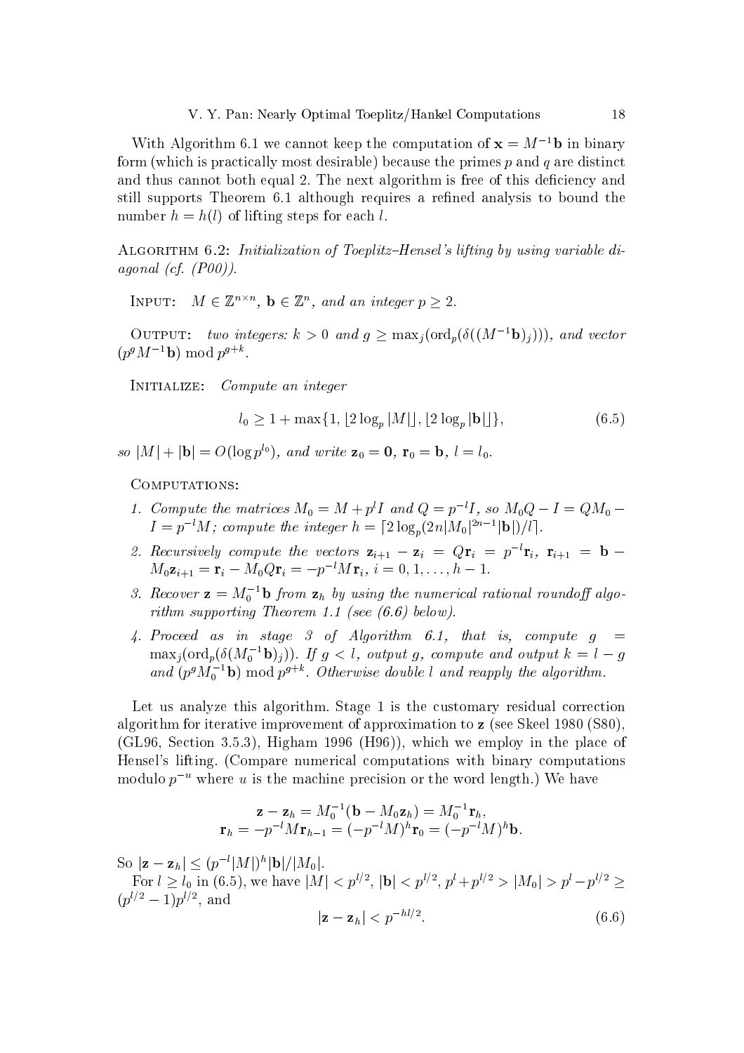With Algorithm 6.1 we cannot keep the computation of $\mathbf{x} = M^{-1}\mathbf{b}$ in binary form (which is practically most desirable) because the primes $p$ and $q$ are distinct and thus cannot both equal 2. The next algorithm is free of this deficiency and still supports Theorem 6.1 although requires a refined analysis to bound the number $h = h(l)$ of lifting steps for each $l$.

ALGORITHM 6.2: *Initialization of Toeplitz–Hensel's lifting by using variable diagonal (cf. (P00)).*

INPUT: $M \in \mathbb{Z}^{n \times n}$, $\mathbf{b} \in \mathbb{Z}^n$, *and an integer* $p \geq 2$.

OUTPUT: *two integers:* $k > 0$ *and* $g \geq \max_j(\mathrm{ord}_p(\delta((M^{-1}\mathbf{b})_j)))$, *and vector* $(p^g M^{-1}\mathbf{b}) \bmod p^{g+k}$.

INITIALIZE: *Compute an integer*

$$l_0 \geq 1 + \max\{1, \lfloor 2\log_p |M| \rfloor, \lfloor 2\log_p |\mathbf{b}| \rfloor\}, \tag{6.5}$$

*so* $|M| + |\mathbf{b}| = O(\log p^{l_0})$, *and write* $\mathbf{z}_0 = \mathbf{0}$, $\mathbf{r}_0 = \mathbf{b}$, $l = l_0$.

COMPUTATIONS:

1. *Compute the matrices* $M_0 = M + p^l I$ *and* $Q = p^{-l}I$, *so* $M_0 Q - I = QM_0 - I = p^{-l}M$; *compute the integer* $h = \lceil 2\log_p(2n|M_0|^{2n-1}|\mathbf{b}|)/l \rceil$.
2. *Recursively compute the vectors* $\mathbf{z}_{i+1} - \mathbf{z}_i = Q\mathbf{r}_i = p^{-l}\mathbf{r}_i$, $\mathbf{r}_{i+1} = \mathbf{b} - M_0\mathbf{z}_{i+1} = \mathbf{r}_i - M_0 Q\mathbf{r}_i = -p^{-l}M\mathbf{r}_i$, $i = 0, 1, \ldots, h-1$.
3. *Recover* $\mathbf{z} = M_0^{-1}\mathbf{b}$ *from* $\mathbf{z}_h$ *by using the numerical rational roundoff algorithm supporting Theorem 1.1 (see (6.6) below).*
4. *Proceed as in stage 3 of Algorithm 6.1, that is, compute* $g = \max_j(\mathrm{ord}_p(\delta(M_0^{-1}\mathbf{b})_j))$. *If* $g < l$, *output* $g$, *compute and output* $k = l - g$ *and* $(p^g M_0^{-1}\mathbf{b}) \bmod p^{g+k}$. *Otherwise double* $l$ *and reapply the algorithm.*

Let us analyze this algorithm. Stage 1 is the customary residual correction algorithm for iterative improvement of approximation to $\mathbf{z}$ (see Skeel 1980 (S80), (GL96, Section 3.5.3), Higham 1996 (H96)), which we employ in the place of Hensel's lifting. (Compare numerical computations with binary computations modulo $p^{-u}$ where $u$ is the machine precision or the word length.) We have

$$\mathbf{z} - \mathbf{z}_h = M_0^{-1}(\mathbf{b} - M_0\mathbf{z}_h) = M_0^{-1}\mathbf{r}_h,$$
$$\mathbf{r}_h = -p^{-l}M\mathbf{r}_{h-1} = (-p^{-l}M)^h\mathbf{r}_0 = (-p^{-l}M)^h\mathbf{b}.$$

So $|\mathbf{z} - \mathbf{z}_h| \leq (p^{-l}|M|)^h|\mathbf{b}|/|M_0|$.

For $l \geq l_0$ in (6.5), we have $|M| < p^{l/2}$, $|\mathbf{b}| < p^{l/2}$, $p^l + p^{l/2} > |M_0| > p^l - p^{l/2} \geq (p^{l/2} - 1)p^{l/2}$, and

$$|\mathbf{z} - \mathbf{z}_h| < p^{-hl/2}. \tag{6.6}$$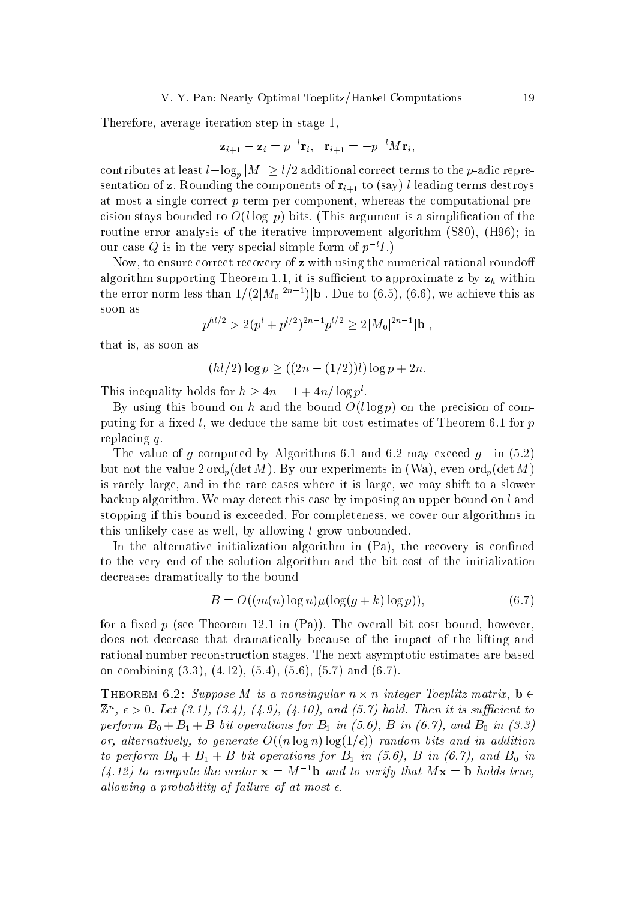Therefore, average iteration step in stage 1,

$$\mathbf{z}_{i+1} - \mathbf{z}_i = p^{-l}\mathbf{r}_i, \quad \mathbf{r}_{i+1} = -p^{-l}M\mathbf{r}_i,$$

contributes at least $l - \log_p |M| \geq l/2$ additional correct terms to the $p$-adic representation of $\mathbf{z}$. Rounding the components of $\mathbf{r}_{i+1}$ to (say) $l$ leading terms destroys at most a single correct $p$-term per component, whereas the computational precision stays bounded to $O(l \log\, p)$ bits. (This argument is a simplification of the routine error analysis of the iterative improvement algorithm (S80), (H96); in our case $Q$ is in the very special simple form of $p^{-l}I$.)

Now, to ensure correct recovery of $\mathbf{z}$ with using the numerical rational roundoff algorithm supporting Theorem 1.1, it is sufficient to approximate $\mathbf{z}$ by $\mathbf{z}_h$ within the error norm less than $1/(2|M_0|^{2n-1})|\mathbf{b}|$. Due to (6.5), (6.6), we achieve this as soon as

$$p^{hl/2} > 2(p^l + p^{l/2})^{2n-1}p^{l/2} \geq 2|M_0|^{2n-1}|\mathbf{b}|,$$

that is, as soon as

$$(hl/2)\log p \geq ((2n - (1/2))l)\log p + 2n.$$

This inequality holds for $h \geq 4n - 1 + 4n/\log p^l$.

By using this bound on $h$ and the bound $O(l \log p)$ on the precision of computing for a fixed $l$, we deduce the same bit cost estimates of Theorem 6.1 for $p$ replacing $q$.

The value of $g$ computed by Algorithms 6.1 and 6.2 may exceed $g_-$ in (5.2) but not the value $2\,\mathrm{ord}_p(\det M)$. By our experiments in (Wa), even $\mathrm{ord}_p(\det M)$ is rarely large, and in the rare cases where it is large, we may shift to a slower backup algorithm. We may detect this case by imposing an upper bound on $l$ and stopping if this bound is exceeded. For completeness, we cover our algorithms in this unlikely case as well, by allowing $l$ grow unbounded.

In the alternative initialization algorithm in (Pa), the recovery is confined to the very end of the solution algorithm and the bit cost of the initialization decreases dramatically to the bound

$$B = O((m(n)\log n)\mu(\log(g+k)\log p)), \tag{6.7}$$

for a fixed $p$ (see Theorem 12.1 in (Pa)). The overall bit cost bound, however, does not decrease that dramatically because of the impact of the lifting and rational number reconstruction stages. The next asymptotic estimates are based on combining (3.3), (4.12), (5.4), (5.6), (5.7) and (6.7).

**Theorem 6.2:** *Suppose $M$ is a nonsingular $n \times n$ integer Toeplitz matrix, $\mathbf{b} \in \mathbb{Z}^n$, $\epsilon > 0$. Let (3.1), (3.4), (4.9), (4.10), and (5.7) hold. Then it is sufficient to perform $B_0 + B_1 + B$ bit operations for $B_1$ in (5.6), $B$ in (6.7), and $B_0$ in (3.3) or, alternatively, to generate $O((n \log n)\log(1/\epsilon))$ random bits and in addition to perform $B_0 + B_1 + B$ bit operations for $B_1$ in (5.6), $B$ in (6.7), and $B_0$ in (4.12) to compute the vector $\mathbf{x} = M^{-1}\mathbf{b}$ and to verify that $M\mathbf{x} = \mathbf{b}$ holds true, allowing a probability of failure of at most $\epsilon$.*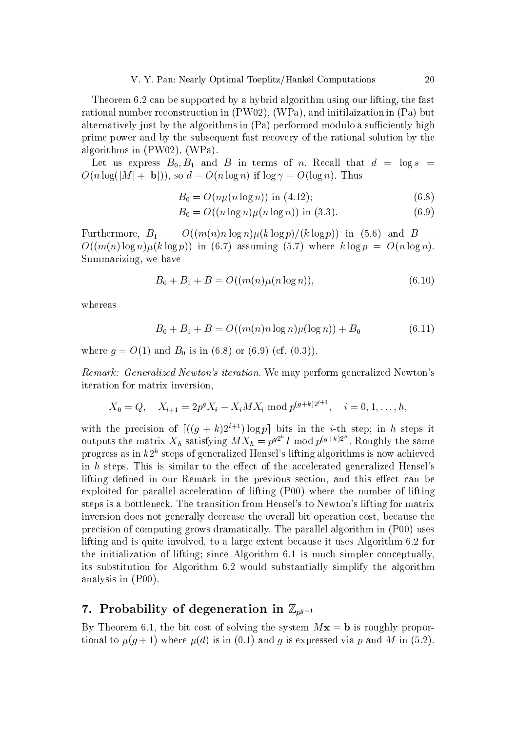Theorem 6.2 can be supported by a hybrid algorithm using our lifting, the fast rational number reconstruction in (PW02), (WPa), and initilaization in (Pa) but alternatively just by the algorithms in (Pa) performed modulo a sufficiently high prime power and by the subsequent fast recovery of the rational solution by the algorithms in (PW02), (WPa).

Let us express $B_0, B_1$ and $B$ in terms of $n$. Recall that $d = \log s = O(n \log(|M| + |\mathbf{b}|))$, so $d = O(n \log n)$ if $\log \gamma = O(\log n)$. Thus

$$B_0 = O(n\mu(n \log n)) \text{ in (4.12);} \tag{6.8}$$

$$B_0 = O((n \log n)\mu(n \log n)) \text{ in (3.3).} \tag{6.9}$$

Furthermore, $B_1 = O((m(n)n \log n)\mu(k \log p)/(k \log p))$ in (5.6) and $B = O((m(n) \log n)\mu(k \log p))$ in (6.7) assuming (5.7) where $k \log p = O(n \log n)$. Summarizing, we have

$$B_0 + B_1 + B = O((m(n)\mu(n \log n)), \tag{6.10}$$

whereas

$$B_0 + B_1 + B = O((m(n)n \log n)\mu(\log n)) + B_0 \tag{6.11}$$

where $g = O(1)$ and $B_0$ is in (6.8) or (6.9) (cf. (0.3)).

*Remark: Generalized Newton's iteration.* We may perform generalized Newton's iteration for matrix inversion,

$$X_0 = Q, \quad X_{i+1} = 2p^g X_i - X_i M X_i \bmod p^{(g+k)2^{i+1}}, \quad i = 0, 1, \ldots, h,$$

with the precision of $\lceil ((g + k)2^{i+1}) \log p \rceil$ bits in the $i$-th step; in $h$ steps it outputs the matrix $X_h$ satisfying $MX_h = p^{g2^h} I \bmod p^{(g+k)2^h}$. Roughly the same progress as in $k2^h$ steps of generalized Hensel's lifting algorithms is now achieved in $h$ steps. This is similar to the effect of the accelerated generalized Hensel's lifting defined in our Remark in the previous section, and this effect can be exploited for parallel acceleration of lifting (P00) where the number of lifting steps is a bottleneck. The transition from Hensel's to Newton's lifting for matrix inversion does not generally decrease the overall bit operation cost, because the precision of computing grows dramatically. The parallel algorithm in (P00) uses lifting and is quite involved, to a large extent because it uses Algorithm 6.2 for the initialization of lifting; since Algorithm 6.1 is much simpler conceptually, its substitution for Algorithm 6.2 would substantially simplify the algorithm analysis in (P00).

## 7. Probability of degeneration in $\mathbb{Z}_{p^{g+1}}$

By Theorem 6.1, the bit cost of solving the system $M\mathbf{x} = \mathbf{b}$ is roughly proportional to $\mu(g+1)$ where $\mu(d)$ is in (0.1) and $g$ is expressed via $p$ and $M$ in (5.2).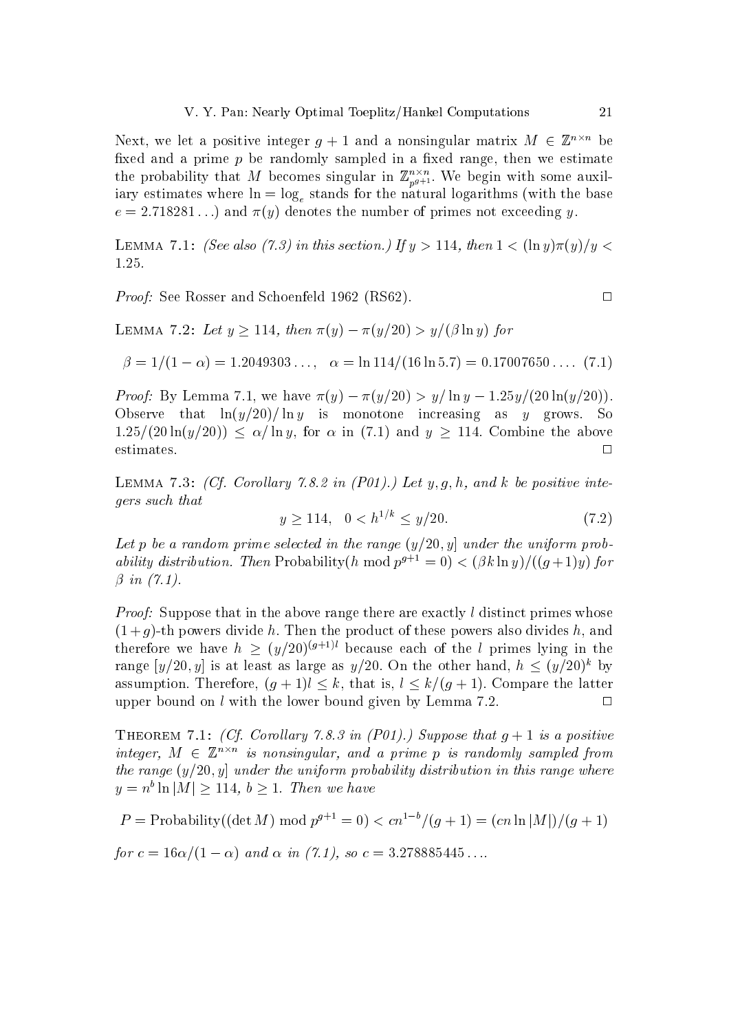Next, we let a positive integer $g+1$ and a nonsingular matrix $M \in \mathbb{Z}^{n\times n}$ be fixed and a prime $p$ be randomly sampled in a fixed range, then we estimate the probability that $M$ becomes singular in $\mathbb{Z}_{p^{g+1}}^{n\times n}$. We begin with some auxiliary estimates where $\ln = \log_e$ stands for the natural logarithms (with the base $e = 2.718281\ldots$) and $\pi(y)$ denotes the number of primes not exceeding $y$.

Lemma 7.1: *(See also (7.3) in this section.) If $y > 114$, then $1 < (\ln y)\pi(y)/y < 1.25$.*

*Proof:* See Rosser and Schoenfeld 1962 (RS62). □

Lemma 7.2: *Let $y \geq 114$, then $\pi(y) - \pi(y/20) > y/(\beta \ln y)$ for*

$$\beta = 1/(1-\alpha) = 1.2049303\ldots, \quad \alpha = \ln 114/(16 \ln 5.7) = 0.17007650\ldots. \tag{7.1}$$

*Proof:* By Lemma 7.1, we have $\pi(y) - \pi(y/20) > y/\ln y - 1.25y/(20\ln(y/20))$. Observe that $\ln(y/20)/\ln y$ is monotone increasing as $y$ grows. So $1.25/(20\ln(y/20)) \leq \alpha/\ln y$, for $\alpha$ in (7.1) and $y \geq 114$. Combine the above estimates. □

Lemma 7.3: *(Cf. Corollary 7.8.2 in (P01).) Let $y, g, h$, and $k$ be positive integers such that*

$$y \geq 114, \quad 0 < h^{1/k} \leq y/20. \tag{7.2}$$

*Let $p$ be a random prime selected in the range $(y/20, y]$ under the uniform probability distribution. Then* $\text{Probability}(h \bmod p^{g+1} = 0) < (\beta k \ln y)/((g+1)y)$ *for $\beta$ in (7.1).*

*Proof:* Suppose that in the above range there are exactly $l$ distinct primes whose $(1+g)$-th powers divide $h$. Then the product of these powers also divides $h$, and therefore we have $h \geq (y/20)^{(g+1)l}$ because each of the $l$ primes lying in the range $[y/20, y]$ is at least as large as $y/20$. On the other hand, $h \leq (y/20)^k$ by assumption. Therefore, $(g+1)l \leq k$, that is, $l \leq k/(g+1)$. Compare the latter upper bound on $l$ with the lower bound given by Lemma 7.2. □

Theorem 7.1: *(Cf. Corollary 7.8.3 in (P01).) Suppose that $g+1$ is a positive integer, $M \in \mathbb{Z}^{n\times n}$ is nonsingular, and a prime $p$ is randomly sampled from the range $(y/20, y]$ under the uniform probability distribution in this range where $y = n^b \ln|M| \geq 114$, $b \geq 1$. Then we have*

$$P = \text{Probability}((\det M) \bmod p^{g+1} = 0) < cn^{1-b}/(g+1) = (cn \ln|M|)/(g+1)$$

*for $c = 16\alpha/(1-\alpha)$ and $\alpha$ in (7.1), so $c = 3.278885445\ldots$.*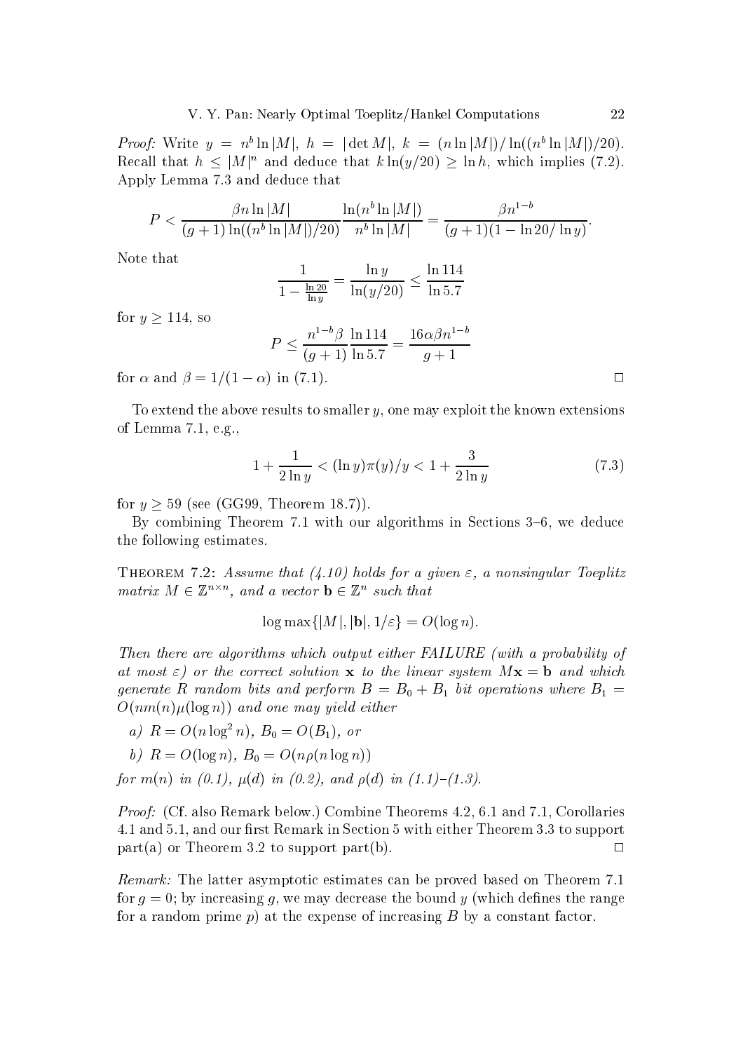*Proof:* Write $y = n^b \ln |M|$, $h = |\det M|$, $k = (n \ln |M|)/\ln((n^b \ln |M|)/20)$. Recall that $h \leq |M|^n$ and deduce that $k \ln(y/20) \geq \ln h$, which implies (7.2). Apply Lemma 7.3 and deduce that

$$P < \frac{\beta n \ln |M|}{(g+1)\ln((n^b \ln |M|)/20)} \frac{\ln(n^b \ln |M|)}{n^b \ln |M|} = \frac{\beta n^{1-b}}{(g+1)(1-\ln 20/\ln y)}.$$

Note that

$$\frac{1}{1-\frac{\ln 20}{\ln y}} = \frac{\ln y}{\ln(y/20)} \leq \frac{\ln 114}{\ln 5.7}$$

for $y \geq 114$, so

$$P \leq \frac{n^{1-b}\beta}{(g+1)} \frac{\ln 114}{\ln 5.7} = \frac{16\alpha\beta n^{1-b}}{g+1}$$

for $\alpha$ and $\beta = 1/(1-\alpha)$ in (7.1). □

To extend the above results to smaller $y$, one may exploit the known extensions of Lemma 7.1, e.g.,

$$1 + \frac{1}{2\ln y} < (\ln y)\pi(y)/y < 1 + \frac{3}{2\ln y} \tag{7.3}$$

for $y \geq 59$ (see (GG99, Theorem 18.7)).

By combining Theorem 7.1 with our algorithms in Sections 3–6, we deduce the following estimates.

Theorem 7.2: *Assume that (4.10) holds for a given $\varepsilon$, a nonsingular Toeplitz matrix $M \in \mathbb{Z}^{n\times n}$, and a vector $\mathbf{b} \in \mathbb{Z}^n$ such that*

$$\log \max\{|M|, |\mathbf{b}|, 1/\varepsilon\} = O(\log n).$$

*Then there are algorithms which output either FAILURE (with a probability of at most $\varepsilon$) or the correct solution $\mathbf{x}$ to the linear system $M\mathbf{x} = \mathbf{b}$ and which generate $R$ random bits and perform $B = B_0 + B_1$ bit operations where $B_1 = O(nm(n)\mu(\log n))$ and one may yield either*

*a) $R = O(n\log^2 n)$, $B_0 = O(B_1)$, or*

*b) $R = O(\log n)$, $B_0 = O(n\rho(n\log n))$*

*for $m(n)$ in (0.1), $\mu(d)$ in (0.2), and $\rho(d)$ in (1.1)–(1.3).*

*Proof:* (Cf. also Remark below.) Combine Theorems 4.2, 6.1 and 7.1, Corollaries 4.1 and 5.1, and our first Remark in Section 5 with either Theorem 3.3 to support part(a) or Theorem 3.2 to support part(b). □

*Remark:* The latter asymptotic estimates can be proved based on Theorem 7.1 for $g = 0$; by increasing $g$, we may decrease the bound $y$ (which defines the range for a random prime $p$) at the expense of increasing $B$ by a constant factor.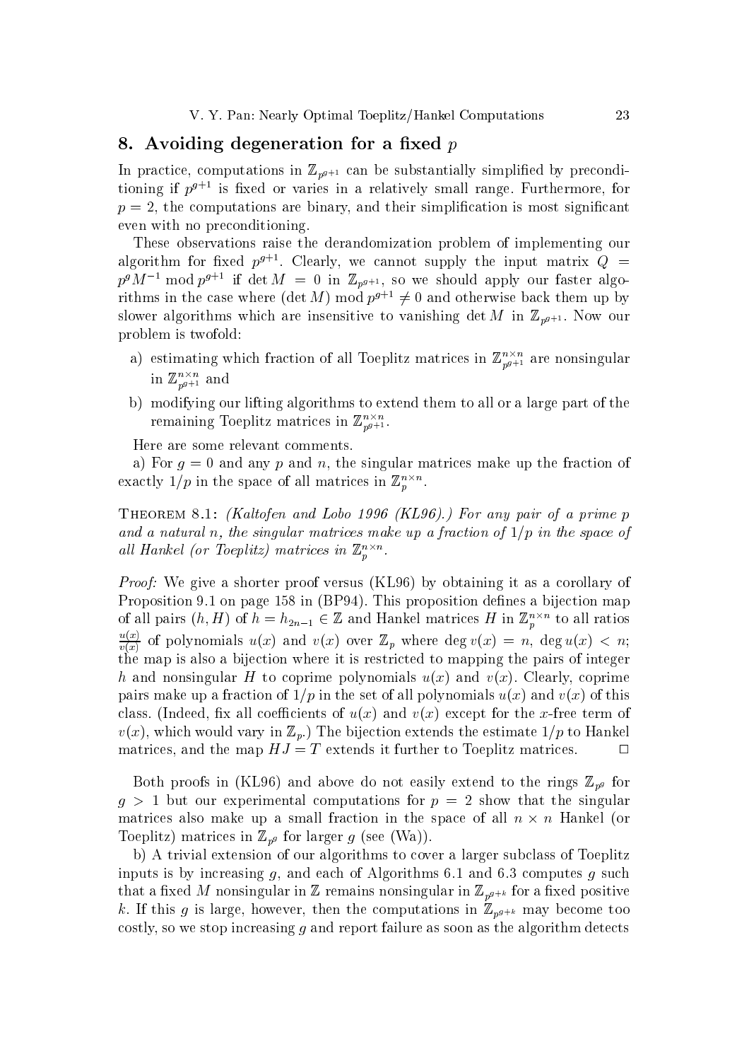## 8. Avoiding degeneration for a fixed $p$

In practice, computations in $\mathbb{Z}_{p^{g+1}}$ can be substantially simplified by preconditioning if $p^{g+1}$ is fixed or varies in a relatively small range. Furthermore, for $p = 2$, the computations are binary, and their simplification is most significant even with no preconditioning.

These observations raise the derandomization problem of implementing our algorithm for fixed $p^{g+1}$. Clearly, we cannot supply the input matrix $Q = p^g M^{-1} \bmod p^{g+1}$ if $\det M = 0$ in $\mathbb{Z}_{p^{g+1}}$, so we should apply our faster algorithms in the case where $(\det M) \bmod p^{g+1} \neq 0$ and otherwise back them up by slower algorithms which are insensitive to vanishing $\det M$ in $\mathbb{Z}_{p^{g+1}}$. Now our problem is twofold:

a) estimating which fraction of all Toeplitz matrices in $\mathbb{Z}^{n\times n}_{p^{g+1}}$ are nonsingular in $\mathbb{Z}^{n\times n}_{p^{g+1}}$ and

b) modifying our lifting algorithms to extend them to all or a large part of the remaining Toeplitz matrices in $\mathbb{Z}^{n\times n}_{p^{g+1}}$.

Here are some relevant comments.

a) For $g = 0$ and any $p$ and $n$, the singular matrices make up the fraction of exactly $1/p$ in the space of all matrices in $\mathbb{Z}_p^{n\times n}$.

**Theorem 8.1:** *(Kaltofen and Lobo 1996 (KL96).) For any pair of a prime $p$ and a natural $n$, the singular matrices make up a fraction of $1/p$ in the space of all Hankel (or Toeplitz) matrices in $\mathbb{Z}_p^{n\times n}$.*

*Proof:* We give a shorter proof versus (KL96) by obtaining it as a corollary of Proposition 9.1 on page 158 in (BP94). This proposition defines a bijection map of all pairs $(h, H)$ of $h = h_{2n-1} \in \mathbb{Z}$ and Hankel matrices $H$ in $\mathbb{Z}_p^{n\times n}$ to all ratios $\frac{u(x)}{v(x)}$ of polynomials $u(x)$ and $v(x)$ over $\mathbb{Z}_p$ where $\deg v(x) = n$, $\deg u(x) < n$; the map is also a bijection where it is restricted to mapping the pairs of integer $h$ and nonsingular $H$ to coprime polynomials $u(x)$ and $v(x)$. Clearly, coprime pairs make up a fraction of $1/p$ in the set of all polynomials $u(x)$ and $v(x)$ of this class. (Indeed, fix all coefficients of $u(x)$ and $v(x)$ except for the $x$-free term of $v(x)$, which would vary in $\mathbb{Z}_p$.) The bijection extends the estimate $1/p$ to Hankel matrices, and the map $HJ = T$ extends it further to Toeplitz matrices. □

Both proofs in (KL96) and above do not easily extend to the rings $\mathbb{Z}_{p^g}$ for $g > 1$ but our experimental computations for $p = 2$ show that the singular matrices also make up a small fraction in the space of all $n \times n$ Hankel (or Toeplitz) matrices in $\mathbb{Z}_{p^g}$ for larger $g$ (see (Wa)).

b) A trivial extension of our algorithms to cover a larger subclass of Toeplitz inputs is by increasing $g$, and each of Algorithms 6.1 and 6.3 computes $g$ such that a fixed $M$ nonsingular in $\mathbb{Z}$ remains nonsingular in $\mathbb{Z}_{p^{g+k}}$ for a fixed positive $k$. If this $g$ is large, however, then the computations in $\mathbb{Z}_{p^{g+k}}$ may become too costly, so we stop increasing $g$ and report failure as soon as the algorithm detects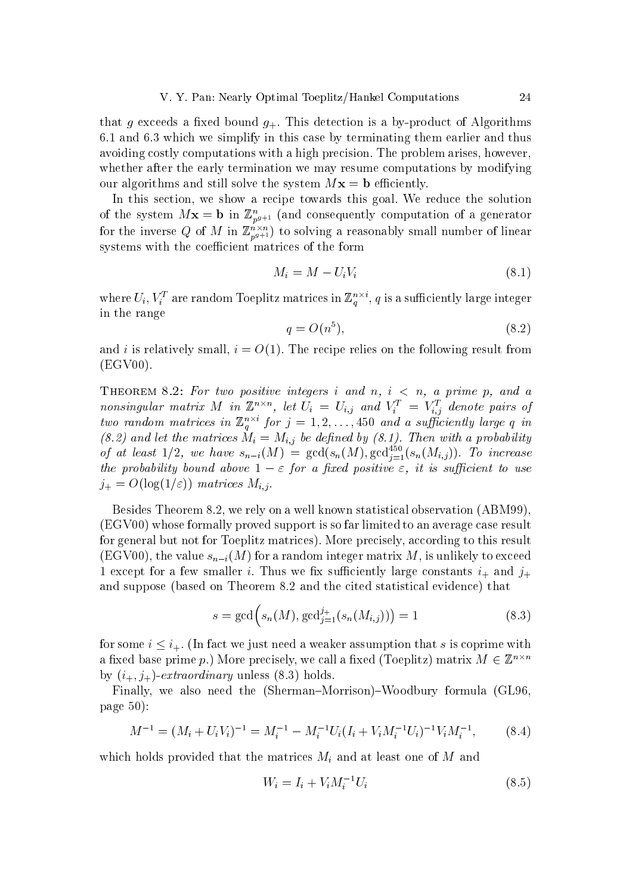that $g$ exceeds a fixed bound $g_+$. This detection is a by-product of Algorithms 6.1 and 6.3 which we simplify in this case by terminating them earlier and thus avoiding costly computations with a high precision. The problem arises, however, whether after the early termination we may resume computations by modifying our algorithms and still solve the system $M\mathbf{x} = \mathbf{b}$ efficiently.

In this section, we show a recipe towards this goal. We reduce the solution of the system $M\mathbf{x} = \mathbf{b}$ in $\mathbb{Z}^n_{p^{g+1}}$ (and consequently computation of a generator for the inverse $Q$ of $M$ in $\mathbb{Z}^{n\times n}_{p^{g+1}}$) to solving a reasonably small number of linear systems with the coefficient matrices of the form

$$M_i = M - U_i V_i \tag{8.1}$$

where $U_i, V_i^T$ are random Toeplitz matrices in $\mathbb{Z}_q^{n\times i}$, $q$ is a sufficiently large integer in the range

$$q = O(n^5), \tag{8.2}$$

and $i$ is relatively small, $i = O(1)$. The recipe relies on the following result from (EGV00).

THEOREM 8.2: *For two positive integers $i$ and $n$, $i < n$, a prime $p$, and a nonsingular matrix $M$ in $\mathbb{Z}^{n\times n}$, let $U_i = U_{i,j}$ and $V_i^T = V_{i,j}^T$ denote pairs of two random matrices in $\mathbb{Z}_q^{n\times i}$ for $j = 1, 2, \ldots, 450$ and a sufficiently large $q$ in (8.2) and let the matrices $M_i = M_{i,j}$ be defined by (8.1). Then with a probability of at least $1/2$, we have $s_{n-i}(M) = \gcd(s_n(M), \gcd_{j=1}^{450}(s_n(M_{i,j}))$. To increase the probability bound above $1-\varepsilon$ for a fixed positive $\varepsilon$, it is sufficient to use $j_+ = O(\log(1/\varepsilon))$ matrices $M_{i,j}$.*

Besides Theorem 8.2, we rely on a well known statistical observation (ABM99), (EGV00) whose formally proved support is so far limited to an average case result for general but not for Toeplitz matrices). More precisely, according to this result (EGV00), the value $s_{n-i}(M)$ for a random integer matrix $M$, is unlikely to exceed 1 except for a few smaller $i$. Thus we fix sufficiently large constants $i_+$ and $j_+$ and suppose (based on Theorem 8.2 and the cited statistical evidence) that

$$s = \gcd\Big(s_n(M), \gcd_{j=1}^{j_+}(s_n(M_{i,j}))\Big) = 1 \tag{8.3}$$

for some $i \le i_+$. (In fact we just need a weaker assumption that $s$ is coprime with a fixed base prime $p$.) More precisely, we call a fixed (Toeplitz) matrix $M \in \mathbb{Z}^{n\times n}$ by $(i_+, j_+)$-*extraordinary* unless (8.3) holds.

Finally, we also need the (Sherman–Morrison)–Woodbury formula (GL96, page 50):

$$M^{-1} = (M_i + U_i V_i)^{-1} = M_i^{-1} - M_i^{-1} U_i (I_i + V_i M_i^{-1} U_i)^{-1} V_i M_i^{-1}, \tag{8.4}$$

which holds provided that the matrices $M_i$ and at least one of $M$ and

$$W_i = I_i + V_i M_i^{-1} U_i \tag{8.5}$$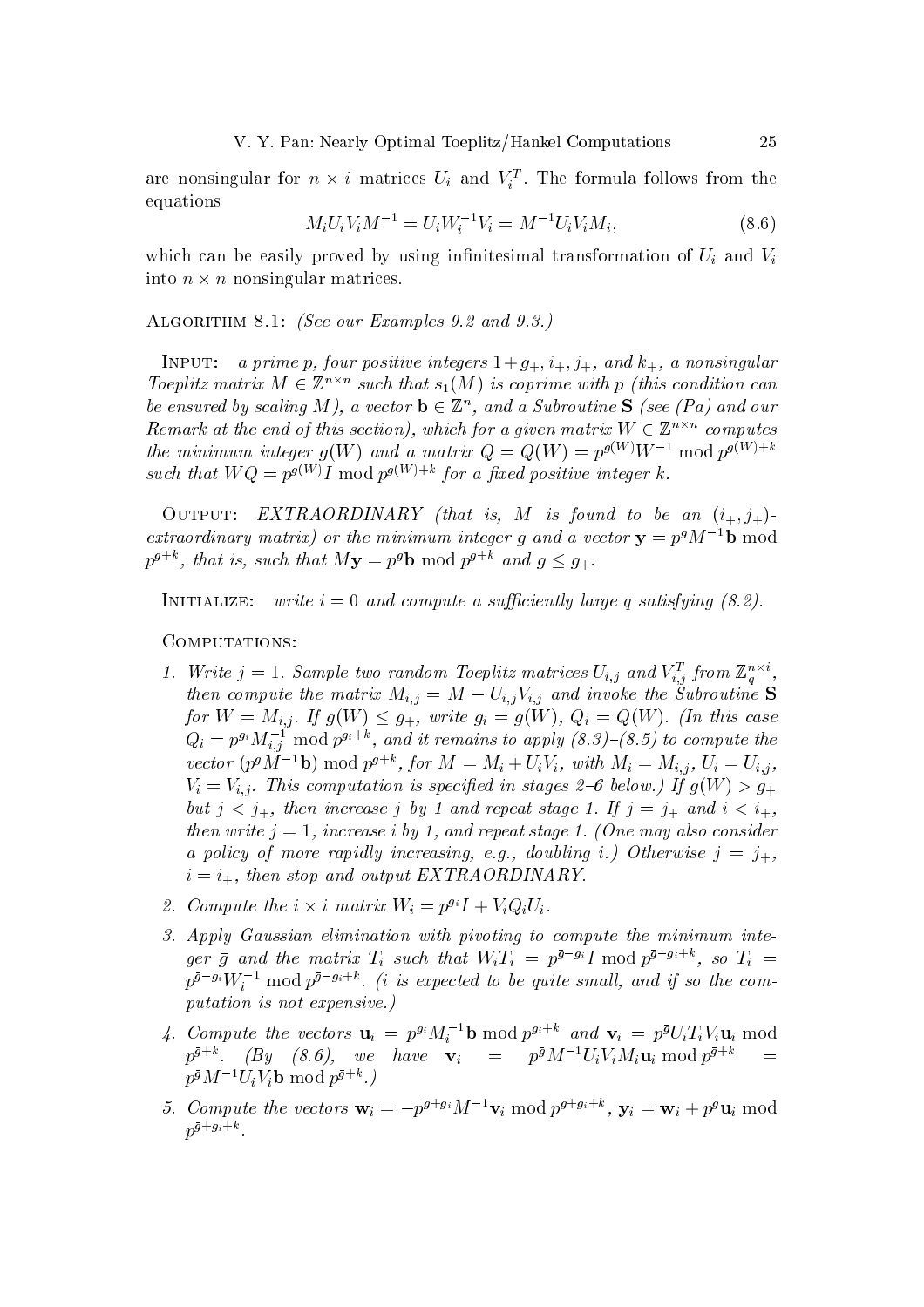are nonsingular for $n \times i$ matrices $U_i$ and $V_i^T$. The formula follows from the equations

$$M_i U_i V_i M^{-1} = U_i W_i^{-1} V_i = M^{-1} U_i V_i M_i, \tag{8.6}$$

which can be easily proved by using infinitesimal transformation of $U_i$ and $V_i$ into $n \times n$ nonsingular matrices.

Algorithm 8.1: *(See our Examples 9.2 and 9.3.)*

Input: *a prime $p$, four positive integers $1+g_+, i_+, j_+$, and $k_+$, a nonsingular Toeplitz matrix $M \in \mathbb{Z}^{n\times n}$ such that $s_1(M)$ is coprime with $p$ (this condition can be ensured by scaling $M$), a vector $\mathbf{b} \in \mathbb{Z}^n$, and a Subroutine* **S** *(see (Pa) and our Remark at the end of this section), which for a given matrix $W \in \mathbb{Z}^{n\times n}$ computes the minimum integer $g(W)$ and a matrix $Q = Q(W) = p^{g(W)} W^{-1} \bmod p^{g(W)+k}$ such that $WQ = p^{g(W)} I \bmod p^{g(W)+k}$ for a fixed positive integer $k$.*

Output: *EXTRAORDINARY (that is, $M$ is found to be an $(i_+, j_+)$-extraordinary matrix) or the minimum integer $g$ and a vector $\mathbf{y} = p^g M^{-1}\mathbf{b} \bmod p^{g+k}$, that is, such that $M\mathbf{y} = p^g \mathbf{b} \bmod p^{g+k}$ and $g \le g_+$.*

Initialize: *write $i = 0$ and compute a sufficiently large $q$ satisfying (8.2).*

Computations:

1. *Write $j = 1$. Sample two random Toeplitz matrices $U_{i,j}$ and $V_{i,j}^T$ from $\mathbb{Z}_q^{n\times i}$, then compute the matrix $M_{i,j} = M - U_{i,j}V_{i,j}$ and invoke the Subroutine* **S** *for $W = M_{i,j}$. If $g(W) \le g_+$, write $g_i = g(W)$, $Q_i = Q(W)$. (In this case $Q_i = p^{g_i} M_{i,j}^{-1} \bmod p^{g_i+k}$, and it remains to apply (8.3)–(8.5) to compute the vector $(p^g M^{-1}\mathbf{b}) \bmod p^{g+k}$, for $M = M_i + U_i V_i$, with $M_i = M_{i,j}$, $U_i = U_{i,j}$, $V_i = V_{i,j}$. This computation is specified in stages 2–6 below.) If $g(W) > g_+$ but $j < j_+$, then increase $j$ by 1 and repeat stage 1. If $j = j_+$ and $i < i_+$, then write $j = 1$, increase $i$ by 1, and repeat stage 1. (One may also consider a policy of more rapidly increasing, e.g., doubling $i$.) Otherwise $j = j_+$, $i = i_+$, then stop and output EXTRAORDINARY.*

2. *Compute the $i \times i$ matrix $W_i = p^{g_i} I + V_i Q_i U_i$.*

3. *Apply Gaussian elimination with pivoting to compute the minimum integer $\bar{g}$ and the matrix $T_i$ such that $W_i T_i = p^{\bar{g}-g_i} I \bmod p^{\bar{g}-g_i+k}$, so $T_i = p^{\bar{g}-g_i} W_i^{-1} \bmod p^{\bar{g}-g_i+k}$. ($i$ is expected to be quite small, and if so the computation is not expensive.)*

4. *Compute the vectors $\mathbf{u}_i = p^{g_i} M_i^{-1}\mathbf{b} \bmod p^{g_i+k}$ and $\mathbf{v}_i = p^{\bar{g}} U_i T_i V_i \mathbf{u}_i \bmod p^{\bar{g}+k}$. (By (8.6), we have $\mathbf{v}_i = p^{\bar{g}} M^{-1} U_i V_i M_i \mathbf{u}_i \bmod p^{\bar{g}+k} = p^{\bar{g}} M^{-1} U_i V_i \mathbf{b} \bmod p^{\bar{g}+k}$.)*

5. *Compute the vectors $\mathbf{w}_i = -p^{\bar{g}+g_i} M^{-1}\mathbf{v}_i \bmod p^{\bar{g}+g_i+k}$, $\mathbf{y}_i = \mathbf{w}_i + p^{\bar{g}}\mathbf{u}_i \bmod p^{\bar{g}+g_i+k}$.*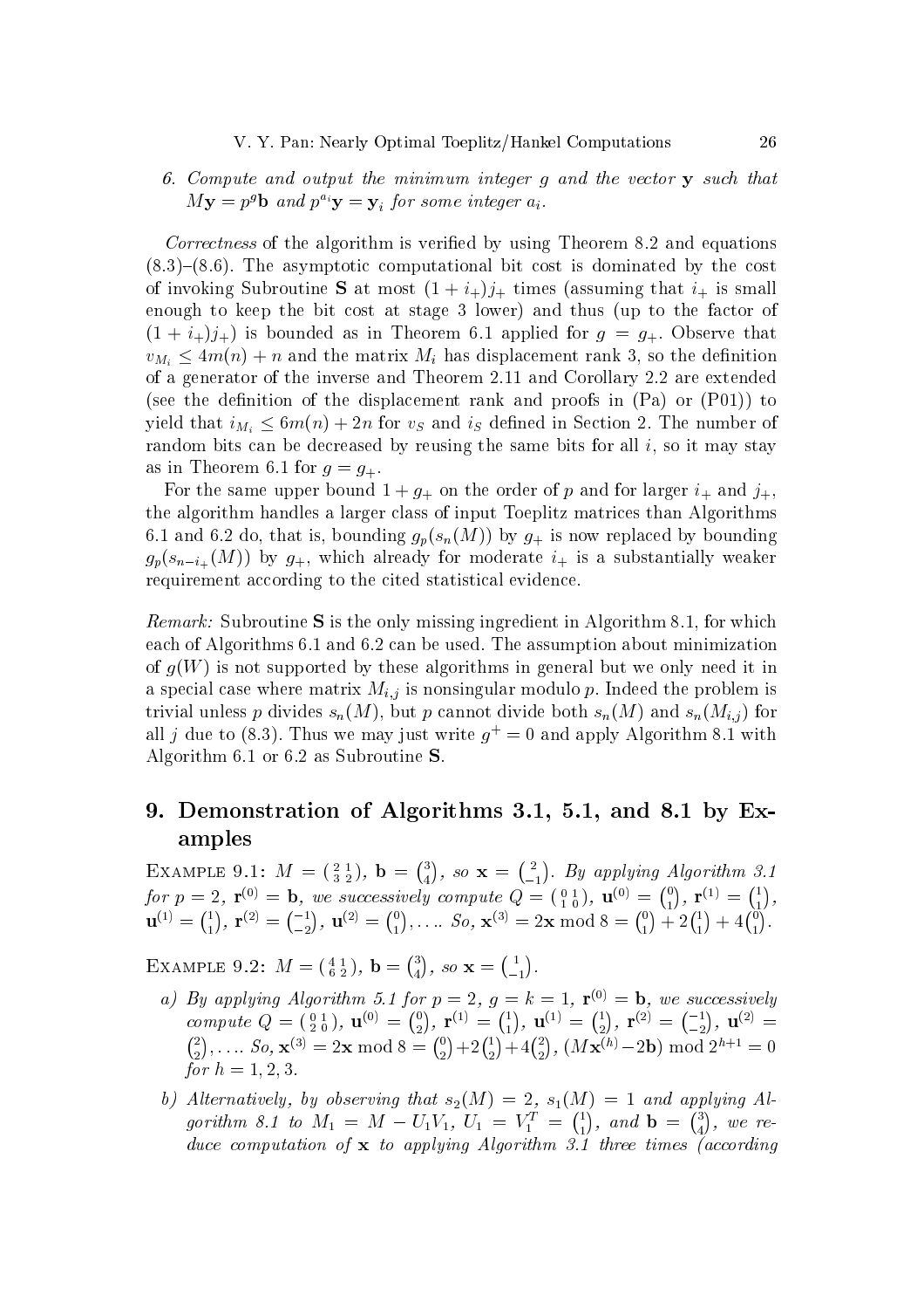6. *Compute and output the minimum integer $g$ and the vector $\mathbf{y}$ such that $M\mathbf{y} = p^g\mathbf{b}$ and $p^{a_i}\mathbf{y} = \mathbf{y}_i$ for some integer $a_i$.*

*Correctness* of the algorithm is verified by using Theorem 8.2 and equations (8.3)–(8.6). The asymptotic computational bit cost is dominated by the cost of invoking Subroutine **S** at most $(1 + i_+)j_+$ times (assuming that $i_+$ is small enough to keep the bit cost at stage 3 lower) and thus (up to the factor of $(1 + i_+)j_+$) is bounded as in Theorem 6.1 applied for $g = g_+$. Observe that $v_{M_i} \leq 4m(n) + n$ and the matrix $M_i$ has displacement rank 3, so the definition of a generator of the inverse and Theorem 2.11 and Corollary 2.2 are extended (see the definition of the displacement rank and proofs in (Pa) or (P01)) to yield that $i_{M_i} \leq 6m(n) + 2n$ for $v_S$ and $i_S$ defined in Section 2. The number of random bits can be decreased by reusing the same bits for all $i$, so it may stay as in Theorem 6.1 for $g = g_+$.

For the same upper bound $1 + g_+$ on the order of $p$ and for larger $i_+$ and $j_+$, the algorithm handles a larger class of input Toeplitz matrices than Algorithms 6.1 and 6.2 do, that is, bounding $g_p(s_n(M))$ by $g_+$ is now replaced by bounding $g_p(s_{n-i_+}(M))$ by $g_+$, which already for moderate $i_+$ is a substantially weaker requirement according to the cited statistical evidence.

*Remark:* Subroutine **S** is the only missing ingredient in Algorithm 8.1, for which each of Algorithms 6.1 and 6.2 can be used. The assumption about minimization of $g(W)$ is not supported by these algorithms in general but we only need it in a special case where matrix $M_{i,j}$ is nonsingular modulo $p$. Indeed the problem is trivial unless $p$ divides $s_n(M)$, but $p$ cannot divide both $s_n(M)$ and $s_n(M_{i,j})$ for all $j$ due to (8.3). Thus we may just write $g^+ = 0$ and apply Algorithm 8.1 with Algorithm 6.1 or 6.2 as Subroutine **S**.

# 9. Demonstration of Algorithms 3.1, 5.1, and 8.1 by Examples

Example 9.1: *$M = \begin{pmatrix} 2 & 1 \\ 3 & 2 \end{pmatrix}$, $\mathbf{b} = \binom{3}{4}$, so $\mathbf{x} = \binom{2}{-1}$. By applying Algorithm 3.1 for $p = 2$, $\mathbf{r}^{(0)} = \mathbf{b}$, we successively compute $Q = \begin{pmatrix} 0 & 1 \\ 1 & 0 \end{pmatrix}$, $\mathbf{u}^{(0)} = \binom{0}{1}$, $\mathbf{r}^{(1)} = \binom{1}{1}$, $\mathbf{u}^{(1)} = \binom{1}{1}$, $\mathbf{r}^{(2)} = \binom{-1}{-2}$, $\mathbf{u}^{(2)} = \binom{0}{1}, \ldots$. So, $\mathbf{x}^{(3)} = 2\mathbf{x} \bmod 8 = \binom{0}{1} + 2\binom{1}{1} + 4\binom{0}{1}$.*

Example 9.2: *$M = \begin{pmatrix} 4 & 1 \\ 6 & 2 \end{pmatrix}$, $\mathbf{b} = \binom{3}{4}$, so $\mathbf{x} = \binom{1}{-1}$.*

- *a) By applying Algorithm 5.1 for $p = 2$, $g = k = 1$, $\mathbf{r}^{(0)} = \mathbf{b}$, we successively compute $Q = \begin{pmatrix} 0 & 1 \\ 2 & 0 \end{pmatrix}$, $\mathbf{u}^{(0)} = \binom{0}{2}$, $\mathbf{r}^{(1)} = \binom{1}{1}$, $\mathbf{u}^{(1)} = \binom{1}{2}$, $\mathbf{r}^{(2)} = \binom{-1}{-2}$, $\mathbf{u}^{(2)} = \binom{2}{2}, \ldots$. So, $\mathbf{x}^{(3)} = 2\mathbf{x} \bmod 8 = \binom{0}{2} + 2\binom{1}{2} + 4\binom{2}{2}$, $(M\mathbf{x}^{(h)} - 2\mathbf{b}) \bmod 2^{h+1} = 0$ for $h = 1, 2, 3$.*
- *b) Alternatively, by observing that $s_2(M) = 2$, $s_1(M) = 1$ and applying Algorithm 8.1 to $M_1 = M - U_1V_1$, $U_1 = V_1^T = \binom{1}{1}$, and $\mathbf{b} = \binom{3}{4}$, we reduce computation of $\mathbf{x}$ to applying Algorithm 3.1 three times (according*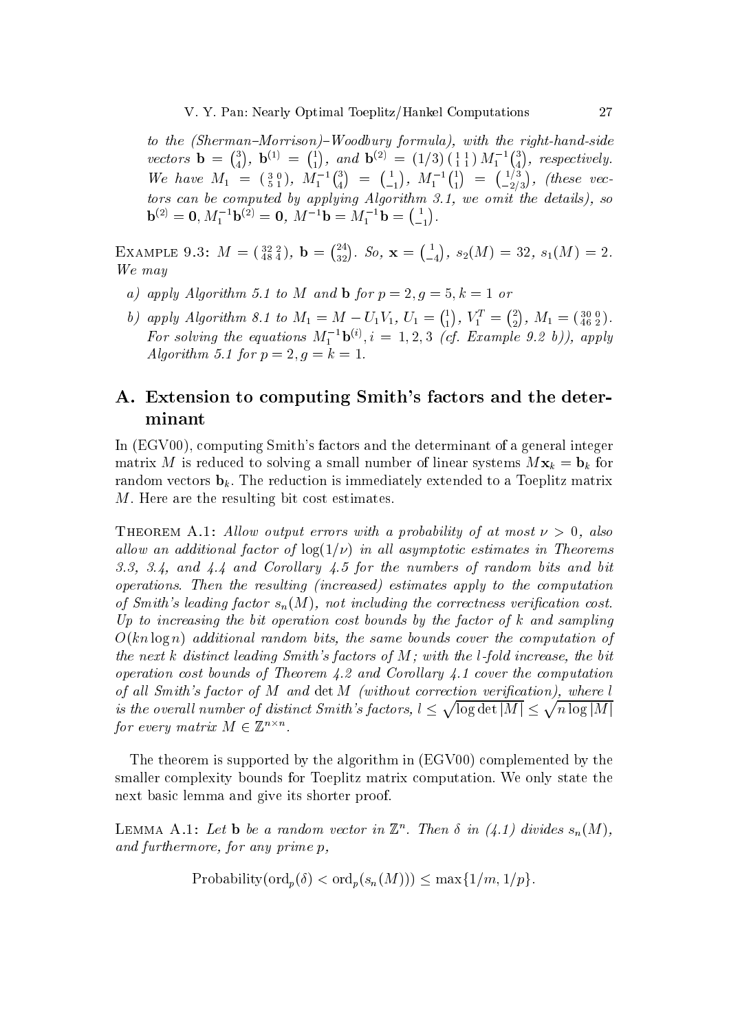*to the (Sherman–Morrison)–Woodbury formula), with the right-hand-side vectors* $\mathbf{b} = \binom{3}{4}$, $\mathbf{b}^{(1)} = \binom{1}{1}$, *and* $\mathbf{b}^{(2)} = (1/3)\begin{pmatrix} 1 & 1 \\ 1 & 1 \end{pmatrix} M_1^{-1}\binom{3}{4}$, *respectively. We have* $M_1 = \begin{pmatrix} 3 & 0 \\ 5 & 1 \end{pmatrix}$, $M_1^{-1}\binom{3}{4} = \binom{1}{-1}$, $M_1^{-1}\binom{1}{1} = \binom{1/3}{-2/3}$, *(these vectors can be computed by applying Algorithm 3.1, we omit the details), so* $\mathbf{b}^{(2)} = \mathbf{0}$, $M_1^{-1}\mathbf{b}^{(2)} = \mathbf{0}$, $M^{-1}\mathbf{b} = M_1^{-1}\mathbf{b} = \binom{1}{-1}$.

Example 9.3: $M = \begin{pmatrix} 32 & 2 \\ 48 & 4 \end{pmatrix}$, $\mathbf{b} = \binom{24}{32}$. *So,* $\mathbf{x} = \binom{1}{-4}$, $s_2(M) = 32$, $s_1(M) = 2$. *We may*

- *a) apply Algorithm 5.1 to* $M$ *and* $\mathbf{b}$ *for* $p = 2, g = 5, k = 1$ *or*
- *b) apply Algorithm 8.1 to* $M_1 = M - U_1V_1$, $U_1 = \binom{1}{1}$, $V_1^T = \binom{2}{2}$, $M_1 = \begin{pmatrix} 30 & 0 \\ 46 & 2 \end{pmatrix}$. *For solving the equations* $M_1^{-1}\mathbf{b}^{(i)}, i = 1, 2, 3$ *(cf. Example 9.2 b)), apply Algorithm 5.1 for* $p = 2, g = k = 1$.

## A. Extension to computing Smith's factors and the determinant

In (EGV00), computing Smith's factors and the determinant of a general integer matrix $M$ is reduced to solving a small number of linear systems $M\mathbf{x}_k = \mathbf{b}_k$ for random vectors $\mathbf{b}_k$. The reduction is immediately extended to a Toeplitz matrix $M$. Here are the resulting bit cost estimates.

Theorem A.1: *Allow output errors with a probability of at most* $\nu > 0$, *also allow an additional factor of* $\log(1/\nu)$ *in all asymptotic estimates in Theorems 3.3, 3.4, and 4.4 and Corollary 4.5 for the numbers of random bits and bit operations. Then the resulting (increased) estimates apply to the computation of Smith's leading factor* $s_n(M)$, *not including the correctness verification cost. Up to increasing the bit operation cost bounds by the factor of* $k$ *and sampling* $O(kn \log n)$ *additional random bits, the same bounds cover the computation of the next* $k$ *distinct leading Smith's factors of* $M$*; with the* $l$*-fold increase, the bit operation cost bounds of Theorem 4.2 and Corollary 4.1 cover the computation of all Smith's factor of* $M$ *and* $\det M$ *(without correction verification), where* $l$ *is the overall number of distinct Smith's factors,* $l \leq \sqrt{\log \det |M|} \leq \sqrt{n \log |M|}$ *for every matrix* $M \in \mathbb{Z}^{n \times n}$.

The theorem is supported by the algorithm in (EGV00) complemented by the smaller complexity bounds for Toeplitz matrix computation. We only state the next basic lemma and give its shorter proof.

Lemma A.1: *Let* $\mathbf{b}$ *be a random vector in* $\mathbb{Z}^n$. *Then* $\delta$ *in (4.1) divides* $s_n(M)$, *and furthermore, for any prime* $p$,

$$\text{Probability}(\text{ord}_p(\delta) < \text{ord}_p(s_n(M))) \leq \max\{1/m, 1/p\}.$$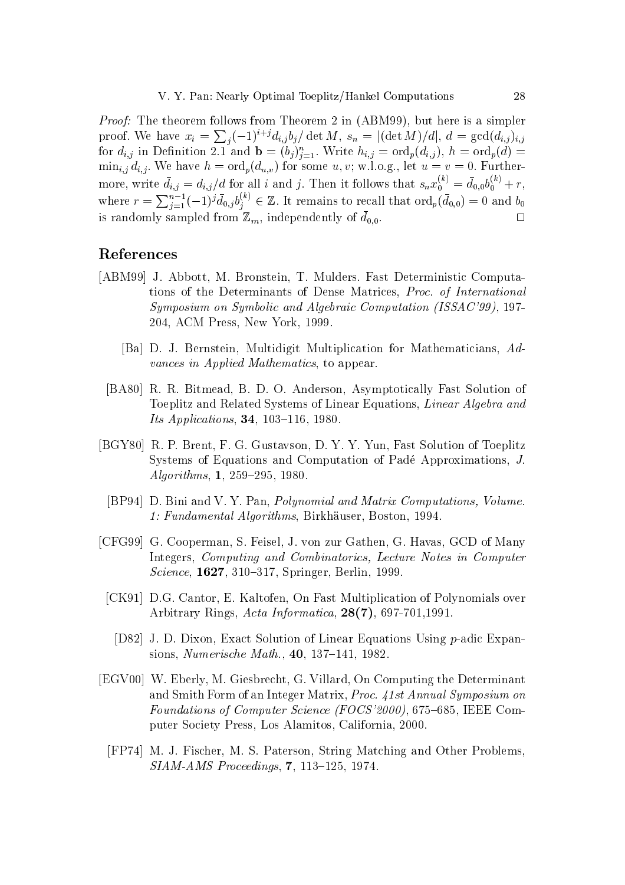*Proof:* The theorem follows from Theorem 2 in (ABM99), but here is a simpler proof. We have $x_i = \sum_j (-1)^{i+j} d_{i,j} b_j / \det M$, $s_n = |(\det M)/d|$, $d = \gcd(d_{i,j})_{i,j}$ for $d_{i,j}$ in Definition 2.1 and $\mathbf{b} = (b_j)_{j=1}^n$. Write $h_{i,j} = \text{ord}_p(d_{i,j})$, $h = \text{ord}_p(d) = \min_{i,j} d_{i,j}$. We have $h = \text{ord}_p(d_{u,v})$ for some $u, v$; w.l.o.g., let $u = v = 0$. Furthermore, write $\bar{d}_{i,j} = d_{i,j}/d$ for all $i$ and $j$. Then it follows that $s_n x_0^{(k)} = \bar{d}_{0,0} b_0^{(k)} + r$, where $r = \sum_{j=1}^{n-1} (-1)^j \bar{d}_{0,j} b_j^{(k)} \in \mathbb{Z}$. It remains to recall that $\text{ord}_p(\bar{d}_{0,0}) = 0$ and $b_0$ is randomly sampled from $\mathbb{Z}_m$, independently of $\bar{d}_{0,0}$. □

## References

[ABM99] J. Abbott, M. Bronstein, T. Mulders. Fast Deterministic Computations of the Determinants of Dense Matrices, *Proc. of International Symposium on Symbolic and Algebraic Computation (ISSAC'99)*, 197-204, ACM Press, New York, 1999.

[Ba] D. J. Bernstein, Multidigit Multiplication for Mathematicians, *Advances in Applied Mathematics*, to appear.

[BA80] R. R. Bitmead, B. D. O. Anderson, Asymptotically Fast Solution of Toeplitz and Related Systems of Linear Equations, *Linear Algebra and Its Applications*, **34**, 103–116, 1980.

[BGY80] R. P. Brent, F. G. Gustavson, D. Y. Y. Yun, Fast Solution of Toeplitz Systems of Equations and Computation of Padé Approximations, *J. Algorithms*, **1**, 259–295, 1980.

[BP94] D. Bini and V. Y. Pan, *Polynomial and Matrix Computations, Volume. 1: Fundamental Algorithms*, Birkhäuser, Boston, 1994.

[CFG99] G. Cooperman, S. Feisel, J. von zur Gathen, G. Havas, GCD of Many Integers, *Computing and Combinatorics, Lecture Notes in Computer Science*, **1627**, 310–317, Springer, Berlin, 1999.

[CK91] D.G. Cantor, E. Kaltofen, On Fast Multiplication of Polynomials over Arbitrary Rings, *Acta Informatica*, **28(7)**, 697-701,1991.

[D82] J. D. Dixon, Exact Solution of Linear Equations Using $p$-adic Expansions, *Numerische Math.*, **40**, 137–141, 1982.

[EGV00] W. Eberly, M. Giesbrecht, G. Villard, On Computing the Determinant and Smith Form of an Integer Matrix, *Proc. 41st Annual Symposium on Foundations of Computer Science (FOCS'2000)*, 675–685, IEEE Computer Society Press, Los Alamitos, California, 2000.

[FP74] M. J. Fischer, M. S. Paterson, String Matching and Other Problems, *SIAM-AMS Proceedings*, **7**, 113–125, 1974.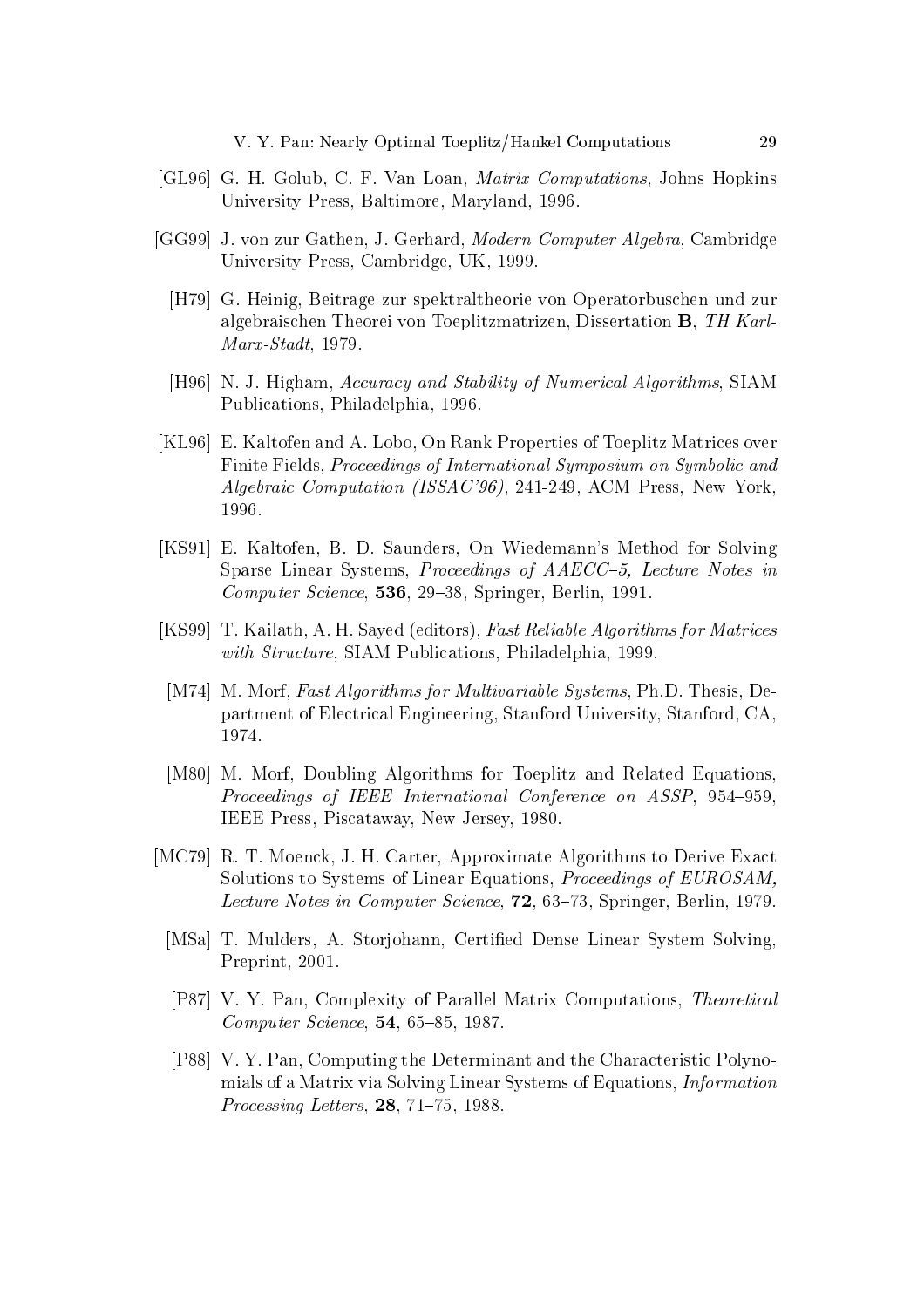- [GL96] G. H. Golub, C. F. Van Loan, *Matrix Computations*, Johns Hopkins University Press, Baltimore, Maryland, 1996.

- [GG99] J. von zur Gathen, J. Gerhard, *Modern Computer Algebra*, Cambridge University Press, Cambridge, UK, 1999.

- [H79] G. Heinig, Beitrage zur spektraltheorie von Operatorbuschen und zur algebraischen Theorei von Toeplitzmatrizen, Dissertation **B**, *TH Karl-Marx-Stadt*, 1979.

- [H96] N. J. Higham, *Accuracy and Stability of Numerical Algorithms*, SIAM Publications, Philadelphia, 1996.

- [KL96] E. Kaltofen and A. Lobo, On Rank Properties of Toeplitz Matrices over Finite Fields, *Proceedings of International Symposium on Symbolic and Algebraic Computation (ISSAC'96)*, 241-249, ACM Press, New York, 1996.

- [KS91] E. Kaltofen, B. D. Saunders, On Wiedemann's Method for Solving Sparse Linear Systems, *Proceedings of AAECC–5, Lecture Notes in Computer Science*, **536**, 29–38, Springer, Berlin, 1991.

- [KS99] T. Kailath, A. H. Sayed (editors), *Fast Reliable Algorithms for Matrices with Structure*, SIAM Publications, Philadelphia, 1999.

- [M74] M. Morf, *Fast Algorithms for Multivariable Systems*, Ph.D. Thesis, Department of Electrical Engineering, Stanford University, Stanford, CA, 1974.

- [M80] M. Morf, Doubling Algorithms for Toeplitz and Related Equations, *Proceedings of IEEE International Conference on ASSP*, 954–959, IEEE Press, Piscataway, New Jersey, 1980.

- [MC79] R. T. Moenck, J. H. Carter, Approximate Algorithms to Derive Exact Solutions to Systems of Linear Equations, *Proceedings of EUROSAM, Lecture Notes in Computer Science*, **72**, 63–73, Springer, Berlin, 1979.

- [MSa] T. Mulders, A. Storjohann, Certified Dense Linear System Solving, Preprint, 2001.

- [P87] V. Y. Pan, Complexity of Parallel Matrix Computations, *Theoretical Computer Science*, **54**, 65–85, 1987.

- [P88] V. Y. Pan, Computing the Determinant and the Characteristic Polynomials of a Matrix via Solving Linear Systems of Equations, *Information Processing Letters*, **28**, 71–75, 1988.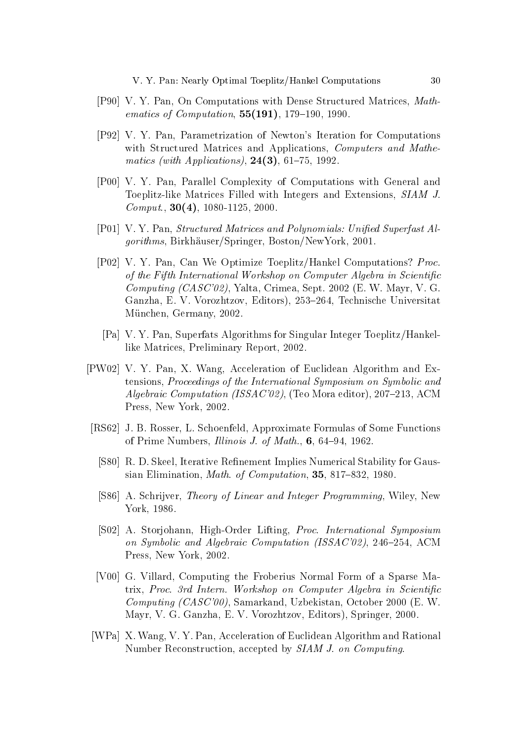[P90] V. Y. Pan, On Computations with Dense Structured Matrices, *Mathematics of Computation*, **55(191)**, 179–190, 1990.

[P92] V. Y. Pan, Parametrization of Newton's Iteration for Computations with Structured Matrices and Applications, *Computers and Mathematics (with Applications)*, **24(3)**, 61–75, 1992.

[P00] V. Y. Pan, Parallel Complexity of Computations with General and Toeplitz-like Matrices Filled with Integers and Extensions, *SIAM J. Comput.*, **30(4)**, 1080-1125, 2000.

[P01] V. Y. Pan, *Structured Matrices and Polynomials: Unified Superfast Algorithms*, Birkhäuser/Springer, Boston/NewYork, 2001.

[P02] V. Y. Pan, Can We Optimize Toeplitz/Hankel Computations? *Proc. of the Fifth International Workshop on Computer Algebra in Scientific Computing (CASC'02)*, Yalta, Crimea, Sept. 2002 (E. W. Mayr, V. G. Ganzha, E. V. Vorozhtzov, Editors), 253–264, Technische Universitat München, Germany, 2002.

[Pa] V. Y. Pan, Superfats Algorithms for Singular Integer Toeplitz/Hankel-like Matrices, Preliminary Report, 2002.

[PW02] V. Y. Pan, X. Wang, Acceleration of Euclidean Algorithm and Extensions, *Proceedings of the International Symposium on Symbolic and Algebraic Computation (ISSAC'02)*, (Teo Mora editor), 207–213, ACM Press, New York, 2002.

[RS62] J. B. Rosser, L. Schoenfeld, Approximate Formulas of Some Functions of Prime Numbers, *Illinois J. of Math.*, **6**, 64–94, 1962.

[S80] R. D. Skeel, Iterative Refinement Implies Numerical Stability for Gaussian Elimination, *Math. of Computation*, **35**, 817–832, 1980.

[S86] A. Schrijver, *Theory of Linear and Integer Programming*, Wiley, New York, 1986.

[S02] A. Storjohann, High-Order Lifting, *Proc. International Symposium on Symbolic and Algebraic Computation (ISSAC'02)*, 246–254, ACM Press, New York, 2002.

[V00] G. Villard, Computing the Froberius Normal Form of a Sparse Matrix, *Proc. 3rd Intern. Workshop on Computer Algebra in Scientific Computing (CASC'00)*, Samarkand, Uzbekistan, October 2000 (E. W. Mayr, V. G. Ganzha, E. V. Vorozhtzov, Editors), Springer, 2000.

[WPa] X. Wang, V. Y. Pan, Acceleration of Euclidean Algorithm and Rational Number Reconstruction, accepted by *SIAM J. on Computing*.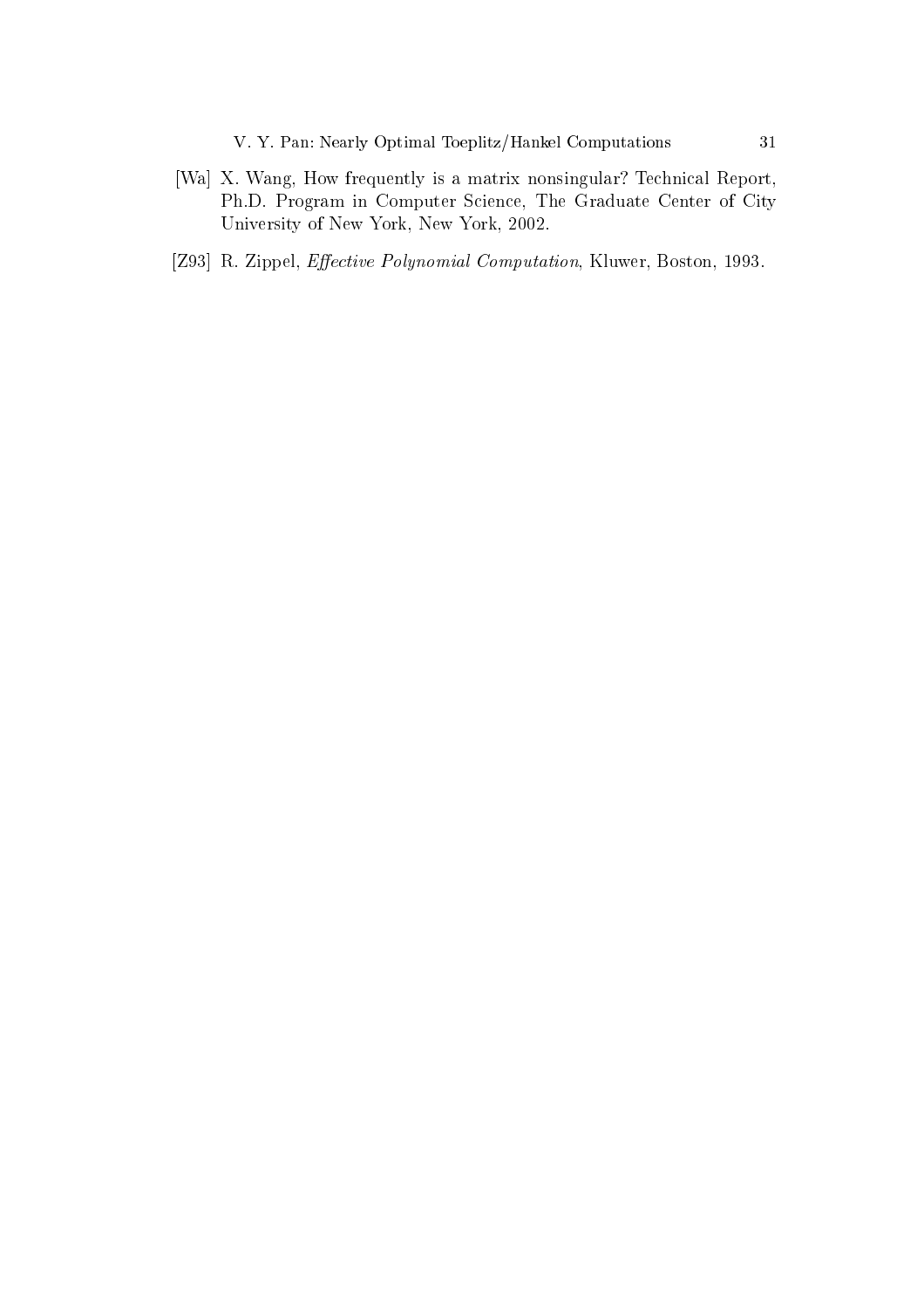[Wa] X. Wang, How frequently is a matrix nonsingular? Technical Report, Ph.D. Program in Computer Science, The Graduate Center of City University of New York, New York, 2002.

[Z93] R. Zippel, *Effective Polynomial Computation*, Kluwer, Boston, 1993.